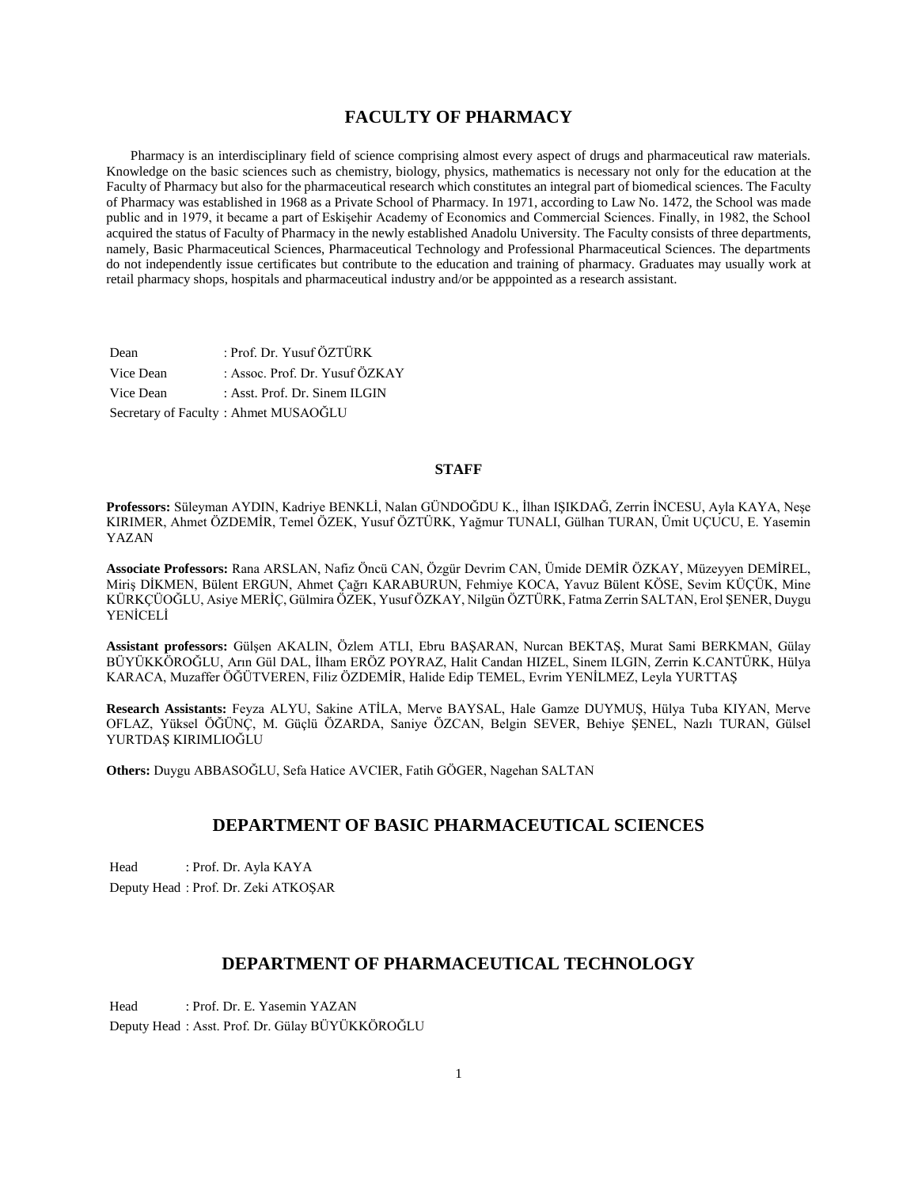# FACULTY OF PHARMACY

Pharmacy is an interdisciplinary field of science comprising almost every aspect of drugs and pharmaceutical raw materials. Knowledge on the basic sciences such as chemistry, biology, physics, mathematics is necessary not only for the education at the Faculty of Pharmacy but also for the pharmaceutical research which constitutes an integral part of biomedical sciences. The Faculty of Pharmacy was established in 1968 as a Private School of Pharmacy. In 1971, according to Law No. 1472, the School was made public and in 1979, it became a part of Eskişehir Academy of Economics and Commercial Sciences. Finally, in 1982, the School acquired the status of Faculty of Pharmacy in the newly established Anadolu University. The Faculty consists of three departments, namely, Basic Pharmaceutical Sciences, Pharmaceutical Technology and Professional Pharmaceutical Sciences. The departments do not independently issue certificates but contribute to the education and training of pharmacy. Graduates may usually work at retail pharmacy shops, hospitals and pharmaceutical industry and/or be apppointed as a research assistant.

Dean : Prof. Dr. Yusuf ÖZTÜRK
Vice Dean : Assoc. Prof. Dr. Yusuf ÖZKAY
Vice Dean : Asst. Prof. Dr. Sinem ILGIN
Secretary of Faculty : Ahmet MUSAOĞLU

### STAFF

**Professors:** Süleyman AYDIN, Kadriye BENKLİ, Nalan GÜNDOĞDU K., İlhan IŞIKDAĞ, Zerrin İNCESU, Ayla KAYA, Neşe KIRIMER, Ahmet ÖZDEMİR, Temel ÖZEK, Yusuf ÖZTÜRK, Yağmur TUNALI, Gülhan TURAN, Ümit UÇUCU, E. Yasemin YAZAN

**Associate Professors:** Rana ARSLAN, Nafiz Öncü CAN, Özgür Devrim CAN, Ümide DEMİR ÖZKAY, Müzeyyen DEMİREL, Miriş DİKMEN, Bülent ERGUN, Ahmet Çağrı KARABURUN, Fehmiye KOCA, Yavuz Bülent KÖSE, Sevim KÜÇÜK, Mine KÜRKÇÜOĞLU, Asiye MERİÇ, Gülmira ÖZEK, Yusuf ÖZKAY, Nilgün ÖZTÜRK, Fatma Zerrin SALTAN, Erol ŞENER, Duygu YENİCELİ

**Assistant professors:** Gülşen AKALIN, Özlem ATLI, Ebru BAŞARAN, Nurcan BEKTAŞ, Murat Sami BERKMAN, Gülay BÜYÜKKÖROĞLU, Arın Gül DAL, İlham ERÖZ POYRAZ, Halit Candan HIZEL, Sinem ILGIN, Zerrin K.CANTÜRK, Hülya KARACA, Muzaffer ÖĞÜTVEREN, Filiz ÖZDEMİR, Halide Edip TEMEL, Evrim YENİLMEZ, Leyla YURTTAŞ

**Research Assistants:** Feyza ALYU, Sakine ATİLA, Merve BAYSAL, Hale Gamze DUYMUŞ, Hülya Tuba KIYAN, Merve OFLAZ, Yüksel ÖĞÜNÇ, M. Güçlü ÖZARDA, Saniye ÖZCAN, Belgin SEVER, Behiye ŞENEL, Nazlı TURAN, Gülsel YURTDAŞ KIRIMLIOĞLU

**Others:** Duygu ABBASOĞLU, Sefa Hatice AVCIER, Fatih GÖGER, Nagehan SALTAN

## DEPARTMENT OF BASIC PHARMACEUTICAL SCIENCES

Head : Prof. Dr. Ayla KAYA
Deputy Head : Prof. Dr. Zeki ATKOŞAR

## DEPARTMENT OF PHARMACEUTICAL TECHNOLOGY

Head : Prof. Dr. E. Yasemin YAZAN
Deputy Head : Asst. Prof. Dr. Gülay BÜYÜKKÖROĞLU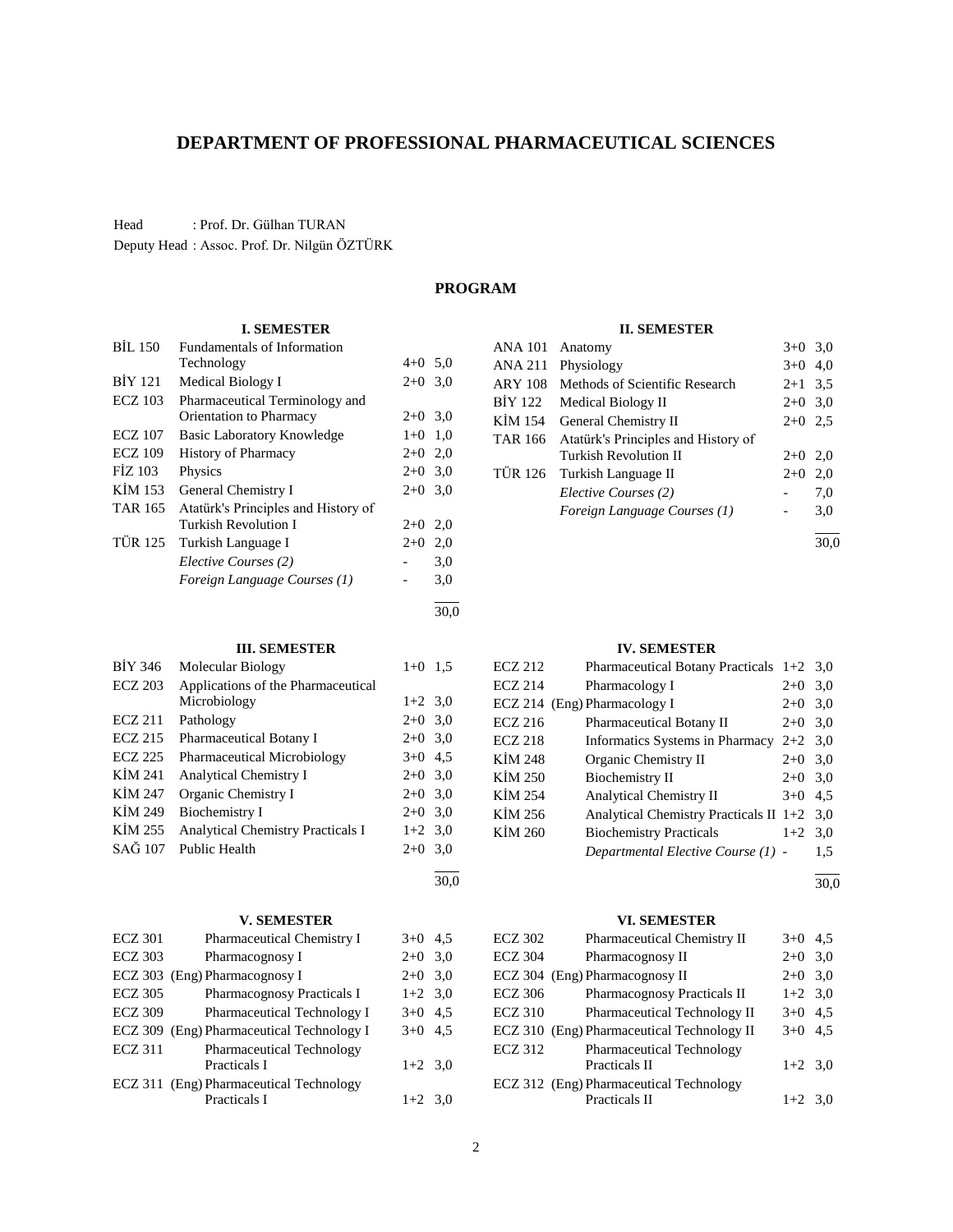# DEPARTMENT OF PROFESSIONAL PHARMACEUTICAL SCIENCES

Head : Prof. Dr. Gülhan TURAN
Deputy Head : Assoc. Prof. Dr. Nilgün ÖZTÜRK

## PROGRAM

### I. SEMESTER

| | | | |
|---|---|---|---|
| BİL 150 | Fundamentals of Information Technology | 4+0 | 5,0 |
| BİY 121 | Medical Biology I | 2+0 | 3,0 |
| ECZ 103 | Pharmaceutical Terminology and Orientation to Pharmacy | 2+0 | 3,0 |
| ECZ 107 | Basic Laboratory Knowledge | 1+0 | 1,0 |
| ECZ 109 | History of Pharmacy | 2+0 | 2,0 |
| FİZ 103 | Physics | 2+0 | 3,0 |
| KİM 153 | General Chemistry I | 2+0 | 3,0 |
| TAR 165 | Atatürk's Principles and History of Turkish Revolution I | 2+0 | 2,0 |
| TÜR 125 | Turkish Language I | 2+0 | 2,0 |
| | *Elective Courses (2)* | - | 3,0 |
| | *Foreign Language Courses (1)* | - | 3,0 |
| | | | 30,0 |

### II. SEMESTER

| | | | |
|---|---|---|---|
| ANA 101 | Anatomy | 3+0 | 3,0 |
| ANA 211 | Physiology | 3+0 | 4,0 |
| ARY 108 | Methods of Scientific Research | 2+1 | 3,5 |
| BİY 122 | Medical Biology II | 2+0 | 3,0 |
| KİM 154 | General Chemistry II | 2+0 | 2,5 |
| TAR 166 | Atatürk's Principles and History of Turkish Revolution II | 2+0 | 2,0 |
| TÜR 126 | Turkish Language II | 2+0 | 2,0 |
| | *Elective Courses (2)* | - | 7,0 |
| | *Foreign Language Courses (1)* | - | 3,0 |
| | | | 30,0 |

### III. SEMESTER

| | | | |
|---|---|---|---|
| BİY 346 | Molecular Biology | 1+0 | 1,5 |
| ECZ 203 | Applications of the Pharmaceutical Microbiology | 1+2 | 3,0 |
| ECZ 211 | Pathology | 2+0 | 3,0 |
| ECZ 215 | Pharmaceutical Botany I | 2+0 | 3,0 |
| ECZ 225 | Pharmaceutical Microbiology | 3+0 | 4,5 |
| KİM 241 | Analytical Chemistry I | 2+0 | 3,0 |
| KİM 247 | Organic Chemistry I | 2+0 | 3,0 |
| KİM 249 | Biochemistry I | 2+0 | 3,0 |
| KİM 255 | Analytical Chemistry Practicals I | 1+2 | 3,0 |
| SAĞ 107 | Public Health | 2+0 | 3,0 |
| | | | 30,0 |

### IV. SEMESTER

| | | | |
|---|---|---|---|
| ECZ 212 | Pharmaceutical Botany Practicals | 1+2 | 3,0 |
| ECZ 214 | Pharmacology I | 2+0 | 3,0 |
| ECZ 214 (Eng) | Pharmacology I | 2+0 | 3,0 |
| ECZ 216 | Pharmaceutical Botany II | 2+0 | 3,0 |
| ECZ 218 | Informatics Systems in Pharmacy | 2+2 | 3,0 |
| KİM 248 | Organic Chemistry II | 2+0 | 3,0 |
| KİM 250 | Biochemistry II | 2+0 | 3,0 |
| KİM 254 | Analytical Chemistry II | 3+0 | 4,5 |
| KİM 256 | Analytical Chemistry Practicals II | 1+2 | 3,0 |
| KİM 260 | Biochemistry Practicals | 1+2 | 3,0 |
| | *Departmental Elective Course (1)* | - | 1,5 |
| | | | 30,0 |

### V. SEMESTER

| | | | |
|---|---|---|---|
| ECZ 301 | Pharmaceutical Chemistry I | 3+0 | 4,5 |
| ECZ 303 | Pharmacognosy I | 2+0 | 3,0 |
| ECZ 303 (Eng) | Pharmacognosy I | 2+0 | 3,0 |
| ECZ 305 | Pharmacognosy Practicals I | 1+2 | 3,0 |
| ECZ 309 | Pharmaceutical Technology I | 3+0 | 4,5 |
| ECZ 309 (Eng) | Pharmaceutical Technology I | 3+0 | 4,5 |
| ECZ 311 | Pharmaceutical Technology Practicals I | 1+2 | 3,0 |
| ECZ 311 (Eng) | Pharmaceutical Technology Practicals I | 1+2 | 3,0 |

### VI. SEMESTER

| | | | |
|---|---|---|---|
| ECZ 302 | Pharmaceutical Chemistry II | 3+0 | 4,5 |
| ECZ 304 | Pharmacognosy II | 2+0 | 3,0 |
| ECZ 304 (Eng) | Pharmacognosy II | 2+0 | 3,0 |
| ECZ 306 | Pharmacognosy Practicals II | 1+2 | 3,0 |
| ECZ 310 | Pharmaceutical Technology II | 3+0 | 4,5 |
| ECZ 310 (Eng) | Pharmaceutical Technology II | 3+0 | 4,5 |
| ECZ 312 | Pharmaceutical Technology Practicals II | 1+2 | 3,0 |
| ECZ 312 (Eng) | Pharmaceutical Technology Practicals II | 1+2 | 3,0 |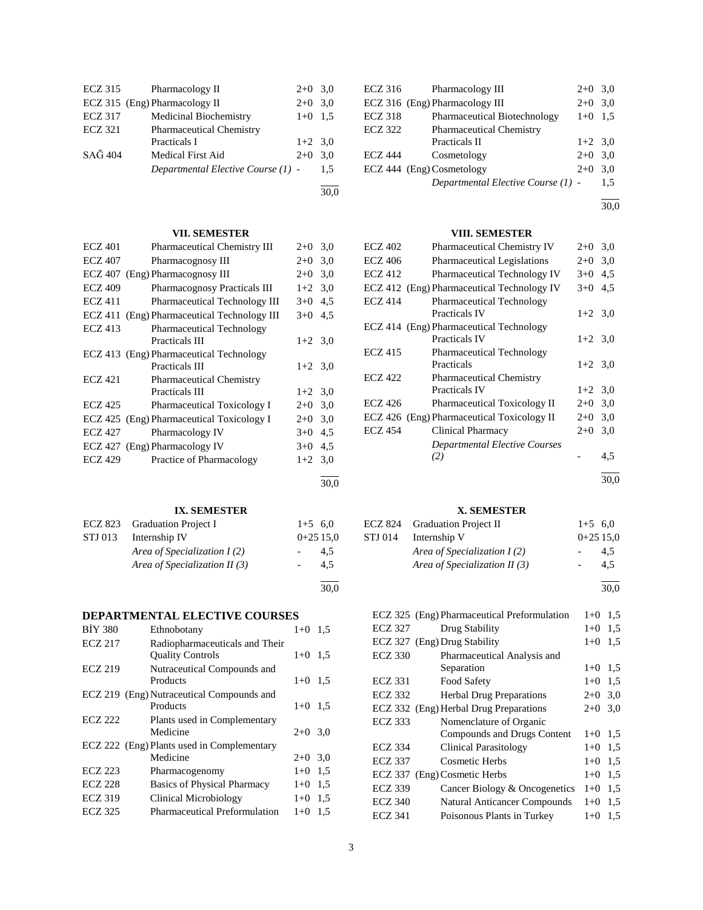| | | | |
|---|---|---|---|
| ECZ 315 | Pharmacology II | 2+0 | 3,0 |
| ECZ 315 | (Eng) Pharmacology II | 2+0 | 3,0 |
| ECZ 317 | Medicinal Biochemistry | 1+0 | 1,5 |
| ECZ 321 | Pharmaceutical Chemistry Practicals I | 1+2 | 3,0 |
| SAĞ 404 | Medical First Aid | 2+0 | 3,0 |
| | *Departmental Elective Course (1)* | - | 1,5 |
| | | | 30,0 |

| | | | |
|---|---|---|---|
| ECZ 316 | Pharmacology III | 2+0 | 3,0 |
| ECZ 316 | (Eng) Pharmacology III | 2+0 | 3,0 |
| ECZ 318 | Pharmaceutical Biotechnology | 1+0 | 1,5 |
| ECZ 322 | Pharmaceutical Chemistry Practicals II | 1+2 | 3,0 |
| ECZ 444 | Cosmetology | 2+0 | 3,0 |
| ECZ 444 | (Eng) Cosmetology | 2+0 | 3,0 |
| | *Departmental Elective Course (1)* | - | 1,5 |
| | | | 30,0 |

### VII. SEMESTER

| | | | |
|---|---|---|---|
| ECZ 401 | Pharmaceutical Chemistry III | 2+0 | 3,0 |
| ECZ 407 | Pharmacognosy III | 2+0 | 3,0 |
| ECZ 407 | (Eng) Pharmacognosy III | 2+0 | 3,0 |
| ECZ 409 | Pharmacognosy Practicals III | 1+2 | 3,0 |
| ECZ 411 | Pharmaceutical Technology III | 3+0 | 4,5 |
| ECZ 411 | (Eng) Pharmaceutical Technology III | 3+0 | 4,5 |
| ECZ 413 | Pharmaceutical Technology Practicals III | 1+2 | 3,0 |
| ECZ 413 | (Eng) Pharmaceutical Technology Practicals III | 1+2 | 3,0 |
| ECZ 421 | Pharmaceutical Chemistry Practicals III | 1+2 | 3,0 |
| ECZ 425 | Pharmaceutical Toxicology I | 2+0 | 3,0 |
| ECZ 425 | (Eng) Pharmaceutical Toxicology I | 2+0 | 3,0 |
| ECZ 427 | Pharmacology IV | 3+0 | 4,5 |
| ECZ 427 | (Eng) Pharmacology IV | 3+0 | 4,5 |
| ECZ 429 | Practice of Pharmacology | 1+2 | 3,0 |
| | | | 30,0 |

### VIII. SEMESTER

| | | | |
|---|---|---|---|
| ECZ 402 | Pharmaceutical Chemistry IV | 2+0 | 3,0 |
| ECZ 406 | Pharmaceutical Legislations | 2+0 | 3,0 |
| ECZ 412 | Pharmaceutical Technology IV | 3+0 | 4,5 |
| ECZ 412 | (Eng) Pharmaceutical Technology IV | 3+0 | 4,5 |
| ECZ 414 | Pharmaceutical Technology Practicals IV | 1+2 | 3,0 |
| ECZ 414 | (Eng) Pharmaceutical Technology Practicals IV | 1+2 | 3,0 |
| ECZ 415 | Pharmaceutical Technology Practicals | 1+2 | 3,0 |
| ECZ 422 | Pharmaceutical Chemistry Practicals IV | 1+2 | 3,0 |
| ECZ 426 | Pharmaceutical Toxicology II | 2+0 | 3,0 |
| ECZ 426 | (Eng) Pharmaceutical Toxicology II | 2+0 | 3,0 |
| ECZ 454 | Clinical Pharmacy | 2+0 | 3,0 |
| | *Departmental Elective Courses (2)* | - | 4,5 |
| | | | 30,0 |

### IX. SEMESTER

| | | | |
|---|---|---|---|
| ECZ 823 | Graduation Project I | 1+5 | 6,0 |
| STJ 013 | Internship IV | 0+25 | 15,0 |
| | *Area of Specialization I (2)* | - | 4,5 |
| | *Area of Specialization II (3)* | - | 4,5 |
| | | | 30,0 |

### X. SEMESTER

| | | | |
|---|---|---|---|
| ECZ 824 | Graduation Project II | 1+5 | 6,0 |
| STJ 014 | Internship V | 0+25 | 15,0 |
| | *Area of Specialization I (2)* | - | 4,5 |
| | *Area of Specialization II (3)* | - | 4,5 |
| | | | 30,0 |

## DEPARTMENTAL ELECTIVE COURSES

| | | | |
|---|---|---|---|
| BİY 380 | Ethnobotany | 1+0 | 1,5 |
| ECZ 217 | Radiopharmaceuticals and Their Quality Controls | 1+0 | 1,5 |
| ECZ 219 | Nutraceutical Compounds and Products | 1+0 | 1,5 |
| ECZ 219 | (Eng) Nutraceutical Compounds and Products | 1+0 | 1,5 |
| ECZ 222 | Plants used in Complementary Medicine | 2+0 | 3,0 |
| ECZ 222 | (Eng) Plants used in Complementary Medicine | 2+0 | 3,0 |
| ECZ 223 | Pharmacogenomy | 1+0 | 1,5 |
| ECZ 228 | Basics of Physical Pharmacy | 1+0 | 1,5 |
| ECZ 319 | Clinical Microbiology | 1+0 | 1,5 |
| ECZ 325 | Pharmaceutical Preformulation | 1+0 | 1,5 |
| ECZ 325 | (Eng) Pharmaceutical Preformulation | 1+0 | 1,5 |
| ECZ 327 | Drug Stability | 1+0 | 1,5 |
| ECZ 327 | (Eng) Drug Stability | 1+0 | 1,5 |
| ECZ 330 | Pharmaceutical Analysis and Separation | 1+0 | 1,5 |
| ECZ 331 | Food Safety | 1+0 | 1,5 |
| ECZ 332 | Herbal Drug Preparations | 2+0 | 3,0 |
| ECZ 332 | (Eng) Herbal Drug Preparations | 2+0 | 3,0 |
| ECZ 333 | Nomenclature of Organic Compounds and Drugs Content | 1+0 | 1,5 |
| ECZ 334 | Clinical Parasitology | 1+0 | 1,5 |
| ECZ 337 | Cosmetic Herbs | 1+0 | 1,5 |
| ECZ 337 | (Eng) Cosmetic Herbs | 1+0 | 1,5 |
| ECZ 339 | Cancer Biology & Oncogenetics | 1+0 | 1,5 |
| ECZ 340 | Natural Anticancer Compounds | 1+0 | 1,5 |
| ECZ 341 | Poisonous Plants in Turkey | 1+0 | 1,5 |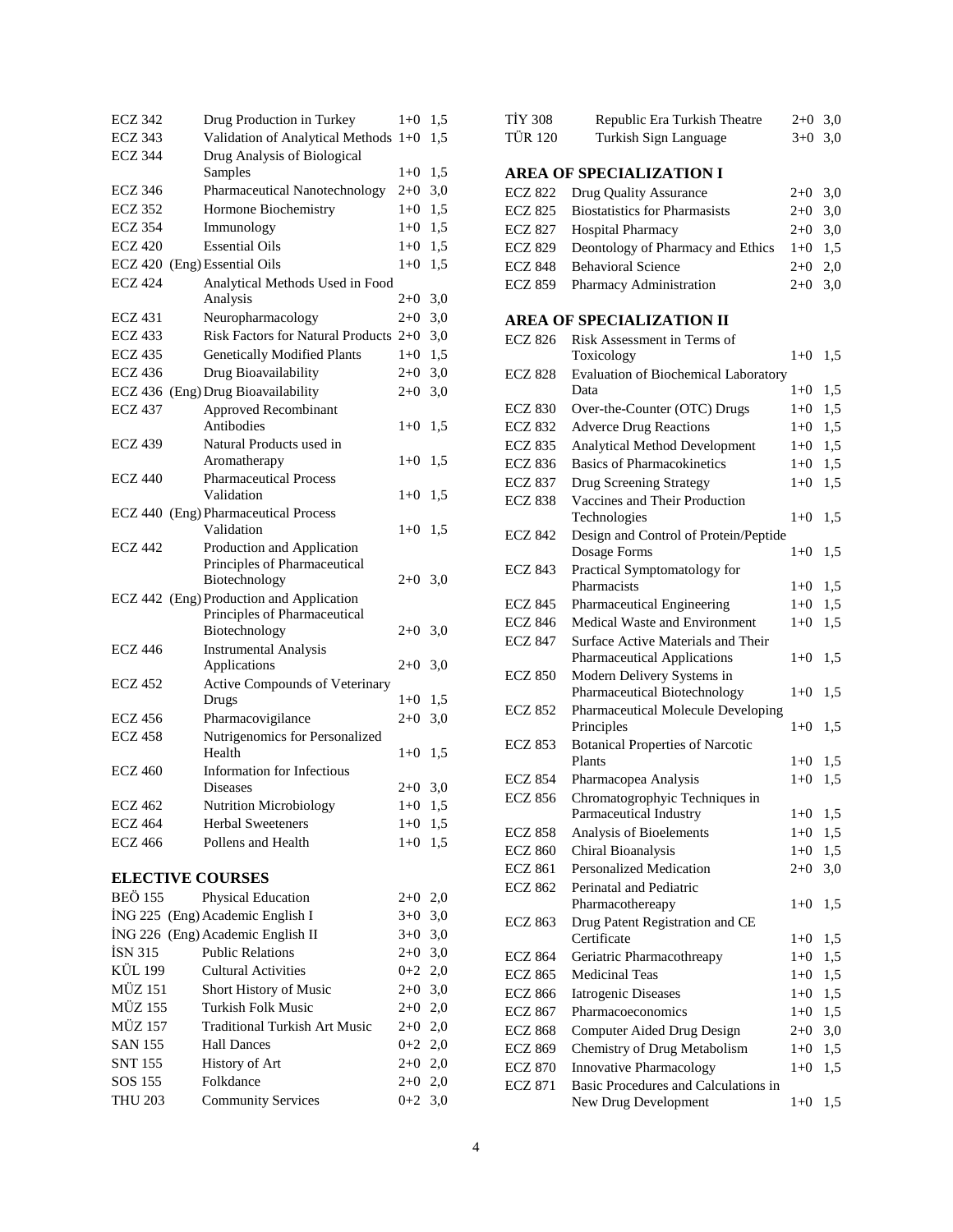| | | | |
|---|---|---|---|
| ECZ 342 | Drug Production in Turkey | 1+0 | 1,5 |
| ECZ 343 | Validation of Analytical Methods | 1+0 | 1,5 |
| ECZ 344 | Drug Analysis of Biological Samples | 1+0 | 1,5 |
| ECZ 346 | Pharmaceutical Nanotechnology | 2+0 | 3,0 |
| ECZ 352 | Hormone Biochemistry | 1+0 | 1,5 |
| ECZ 354 | Immunology | 1+0 | 1,5 |
| ECZ 420 | Essential Oils | 1+0 | 1,5 |
| ECZ 420 (Eng) | Essential Oils | 1+0 | 1,5 |
| ECZ 424 | Analytical Methods Used in Food Analysis | 2+0 | 3,0 |
| ECZ 431 | Neuropharmacology | 2+0 | 3,0 |
| ECZ 433 | Risk Factors for Natural Products | 2+0 | 3,0 |
| ECZ 435 | Genetically Modified Plants | 1+0 | 1,5 |
| ECZ 436 | Drug Bioavailability | 2+0 | 3,0 |
| ECZ 436 (Eng) | Drug Bioavailability | 2+0 | 3,0 |
| ECZ 437 | Approved Recombinant Antibodies | 1+0 | 1,5 |
| ECZ 439 | Natural Products used in Aromatherapy | 1+0 | 1,5 |
| ECZ 440 | Pharmaceutical Process Validation | 1+0 | 1,5 |
| ECZ 440 (Eng) | Pharmaceutical Process Validation | 1+0 | 1,5 |
| ECZ 442 | Production and Application Principles of Pharmaceutical Biotechnology | 2+0 | 3,0 |
| ECZ 442 (Eng) | Production and Application Principles of Pharmaceutical Biotechnology | 2+0 | 3,0 |
| ECZ 446 | Instrumental Analysis Applications | 2+0 | 3,0 |
| ECZ 452 | Active Compounds of Veterinary Drugs | 1+0 | 1,5 |
| ECZ 456 | Pharmacovigilance | 2+0 | 3,0 |
| ECZ 458 | Nutrigenomics for Personalized Health | 1+0 | 1,5 |
| ECZ 460 | Information for Infectious Diseases | 2+0 | 3,0 |
| ECZ 462 | Nutrition Microbiology | 1+0 | 1,5 |
| ECZ 464 | Herbal Sweeteners | 1+0 | 1,5 |
| ECZ 466 | Pollens and Health | 1+0 | 1,5 |

## ELECTIVE COURSES

| | | | |
|---|---|---|---|
| BEÖ 155 | Physical Education | 2+0 | 2,0 |
| İNG 225 (Eng) | Academic English I | 3+0 | 3,0 |
| İNG 226 (Eng) | Academic English II | 3+0 | 3,0 |
| İSN 315 | Public Relations | 2+0 | 3,0 |
| KÜL 199 | Cultural Activities | 0+2 | 2,0 |
| MÜZ 151 | Short History of Music | 2+0 | 3,0 |
| MÜZ 155 | Turkish Folk Music | 2+0 | 2,0 |
| MÜZ 157 | Traditional Turkish Art Music | 2+0 | 2,0 |
| SAN 155 | Hall Dances | 0+2 | 2,0 |
| SNT 155 | History of Art | 2+0 | 2,0 |
| SOS 155 | Folkdance | 2+0 | 2,0 |
| THU 203 | Community Services | 0+2 | 3,0 |
| TİY 308 | Republic Era Turkish Theatre | 2+0 | 3,0 |
| TÜR 120 | Turkish Sign Language | 3+0 | 3,0 |

## AREA OF SPECIALIZATION I

| | | | |
|---|---|---|---|
| ECZ 822 | Drug Quality Assurance | 2+0 | 3,0 |
| ECZ 825 | Biostatistics for Pharmasists | 2+0 | 3,0 |
| ECZ 827 | Hospital Pharmacy | 2+0 | 3,0 |
| ECZ 829 | Deontology of Pharmacy and Ethics | 1+0 | 1,5 |
| ECZ 848 | Behavioral Science | 2+0 | 2,0 |
| ECZ 859 | Pharmacy Administration | 2+0 | 3,0 |

## AREA OF SPECIALIZATION II

| | | | |
|---|---|---|---|
| ECZ 826 | Risk Assessment in Terms of Toxicology | 1+0 | 1,5 |
| ECZ 828 | Evaluation of Biochemical Laboratory Data | 1+0 | 1,5 |
| ECZ 830 | Over-the-Counter (OTC) Drugs | 1+0 | 1,5 |
| ECZ 832 | Adverce Drug Reactions | 1+0 | 1,5 |
| ECZ 835 | Analytical Method Development | 1+0 | 1,5 |
| ECZ 836 | Basics of Pharmacokinetics | 1+0 | 1,5 |
| ECZ 837 | Drug Screening Strategy | 1+0 | 1,5 |
| ECZ 838 | Vaccines and Their Production Technologies | 1+0 | 1,5 |
| ECZ 842 | Design and Control of Protein/Peptide Dosage Forms | 1+0 | 1,5 |
| ECZ 843 | Practical Symptomatology for Pharmacists | 1+0 | 1,5 |
| ECZ 845 | Pharmaceutical Engineering | 1+0 | 1,5 |
| ECZ 846 | Medical Waste and Environment | 1+0 | 1,5 |
| ECZ 847 | Surface Active Materials and Their Pharmaceutical Applications | 1+0 | 1,5 |
| ECZ 850 | Modern Delivery Systems in Pharmaceutical Biotechnology | 1+0 | 1,5 |
| ECZ 852 | Pharmaceutical Molecule Developing Principles | 1+0 | 1,5 |
| ECZ 853 | Botanical Properties of Narcotic Plants | 1+0 | 1,5 |
| ECZ 854 | Pharmacopea Analysis | 1+0 | 1,5 |
| ECZ 856 | Chromatogrophyic Techniques in Parmaceutical Industry | 1+0 | 1,5 |
| ECZ 858 | Analysis of Bioelements | 1+0 | 1,5 |
| ECZ 860 | Chiral Bioanalysis | 1+0 | 1,5 |
| ECZ 861 | Personalized Medication | 2+0 | 3,0 |
| ECZ 862 | Perinatal and Pediatric Pharmacothereapy | 1+0 | 1,5 |
| ECZ 863 | Drug Patent Registration and CE Certificate | 1+0 | 1,5 |
| ECZ 864 | Geriatric Pharmacothreapy | 1+0 | 1,5 |
| ECZ 865 | Medicinal Teas | 1+0 | 1,5 |
| ECZ 866 | Iatrogenic Diseases | 1+0 | 1,5 |
| ECZ 867 | Pharmacoeconomics | 1+0 | 1,5 |
| ECZ 868 | Computer Aided Drug Design | 2+0 | 3,0 |
| ECZ 869 | Chemistry of Drug Metabolism | 1+0 | 1,5 |
| ECZ 870 | Innovative Pharmacology | 1+0 | 1,5 |
| ECZ 871 | Basic Procedures and Calculations in New Drug Development | 1+0 | 1,5 |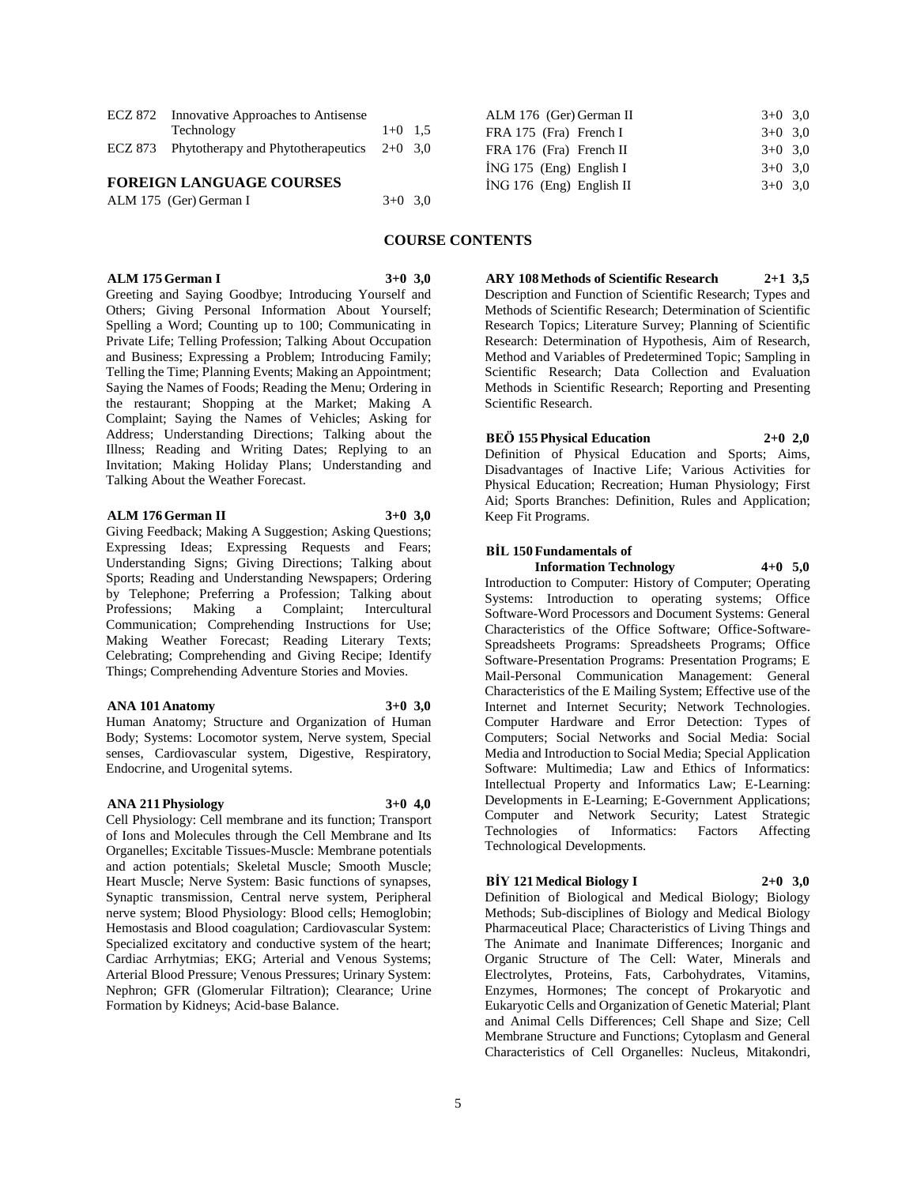| | | |
|---|---|---|
| ECZ 872 | Innovative Approaches to Antisense Technology | 1+0 1,5 |
| ECZ 873 | Phytotherapy and Phytotherapeutics | 2+0 3,0 |

**FOREIGN LANGUAGE COURSES**

| | | |
|---|---|---|
| ALM 175 (Ger) | German I | 3+0 3,0 |
| ALM 176 (Ger) | German II | 3+0 3,0 |
| FRA 175 (Fra) | French I | 3+0 3,0 |
| FRA 176 (Fra) | French II | 3+0 3,0 |
| İNG 175 (Eng) | English I | 3+0 3,0 |
| İNG 176 (Eng) | English II | 3+0 3,0 |

## COURSE CONTENTS

**ALM 175 German I 3+0 3,0**
Greeting and Saying Goodbye; Introducing Yourself and Others; Giving Personal Information About Yourself; Spelling a Word; Counting up to 100; Communicating in Private Life; Telling Profession; Talking About Occupation and Business; Expressing a Problem; Introducing Family; Telling the Time; Planning Events; Making an Appointment; Saying the Names of Foods; Reading the Menu; Ordering in the restaurant; Shopping at the Market; Making A Complaint; Saying the Names of Vehicles; Asking for Address; Understanding Directions; Talking about the Illness; Reading and Writing Dates; Replying to an Invitation; Making Holiday Plans; Understanding and Talking About the Weather Forecast.

**ALM 176 German II 3+0 3,0**
Giving Feedback; Making A Suggestion; Asking Questions; Expressing Ideas; Expressing Requests and Fears; Understanding Signs; Giving Directions; Talking about Sports; Reading and Understanding Newspapers; Ordering by Telephone; Preferring a Profession; Talking about Professions; Making a Complaint; Intercultural Communication; Comprehending Instructions for Use; Making Weather Forecast; Reading Literary Texts; Celebrating; Comprehending and Giving Recipe; Identify Things; Comprehending Adventure Stories and Movies.

**ANA 101 Anatomy 3+0 3,0**
Human Anatomy; Structure and Organization of Human Body; Systems: Locomotor system, Nerve system, Special senses, Cardiovascular system, Digestive, Respiratory, Endocrine, and Urogenital sytems.

**ANA 211 Physiology 3+0 4,0**
Cell Physiology: Cell membrane and its function; Transport of Ions and Molecules through the Cell Membrane and Its Organelles; Excitable Tissues-Muscle: Membrane potentials and action potentials; Skeletal Muscle; Smooth Muscle; Heart Muscle; Nerve System: Basic functions of synapses, Synaptic transmission, Central nerve system, Peripheral nerve system; Blood Physiology: Blood cells; Hemoglobin; Hemostasis and Blood coagulation; Cardiovascular System: Specialized excitatory and conductive system of the heart; Cardiac Arrhytmias; EKG; Arterial and Venous Systems; Arterial Blood Pressure; Venous Pressures; Urinary System: Nephron; GFR (Glomerular Filtration); Clearance; Urine Formation by Kidneys; Acid-base Balance.

**ARY 108 Methods of Scientific Research 2+1 3,5**
Description and Function of Scientific Research; Types and Methods of Scientific Research; Determination of Scientific Research Topics; Literature Survey; Planning of Scientific Research: Determination of Hypothesis, Aim of Research, Method and Variables of Predetermined Topic; Sampling in Scientific Research; Data Collection and Evaluation Methods in Scientific Research; Reporting and Presenting Scientific Research.

**BEÖ 155 Physical Education 2+0 2,0**
Definition of Physical Education and Sports; Aims, Disadvantages of Inactive Life; Various Activities for Physical Education; Recreation; Human Physiology; First Aid; Sports Branches: Definition, Rules and Application; Keep Fit Programs.

**BİL 150 Fundamentals of Information Technology 4+0 5,0**
Introduction to Computer: History of Computer; Operating Systems: Introduction to operating systems; Office Software-Word Processors and Document Systems: General Characteristics of the Office Software; Office-Software-Spreadsheets Programs: Spreadsheets Programs; Office Software-Presentation Programs: Presentation Programs; E Mail-Personal Communication Management: General Characteristics of the E Mailing System; Effective use of the Internet and Internet Security; Network Technologies. Computer Hardware and Error Detection: Types of Computers; Social Networks and Social Media: Social Media and Introduction to Social Media; Special Application Software: Multimedia; Law and Ethics of Informatics: Intellectual Property and Informatics Law; E-Learning: Developments in E-Learning; E-Government Applications; Computer and Network Security; Latest Strategic Technologies of Informatics: Factors Affecting Technological Developments.

**BİY 121 Medical Biology I 2+0 3,0**
Definition of Biological and Medical Biology; Biology Methods; Sub-disciplines of Biology and Medical Biology Pharmaceutical Place; Characteristics of Living Things and The Animate and Inanimate Differences; Inorganic and Organic Structure of The Cell: Water, Minerals and Electrolytes, Proteins, Fats, Carbohydrates, Vitamins, Enzymes, Hormones; The concept of Prokaryotic and Eukaryotic Cells and Organization of Genetic Material; Plant and Animal Cells Differences; Cell Shape and Size; Cell Membrane Structure and Functions; Cytoplasm and General Characteristics of Cell Organelles: Nucleus, Mitakondri,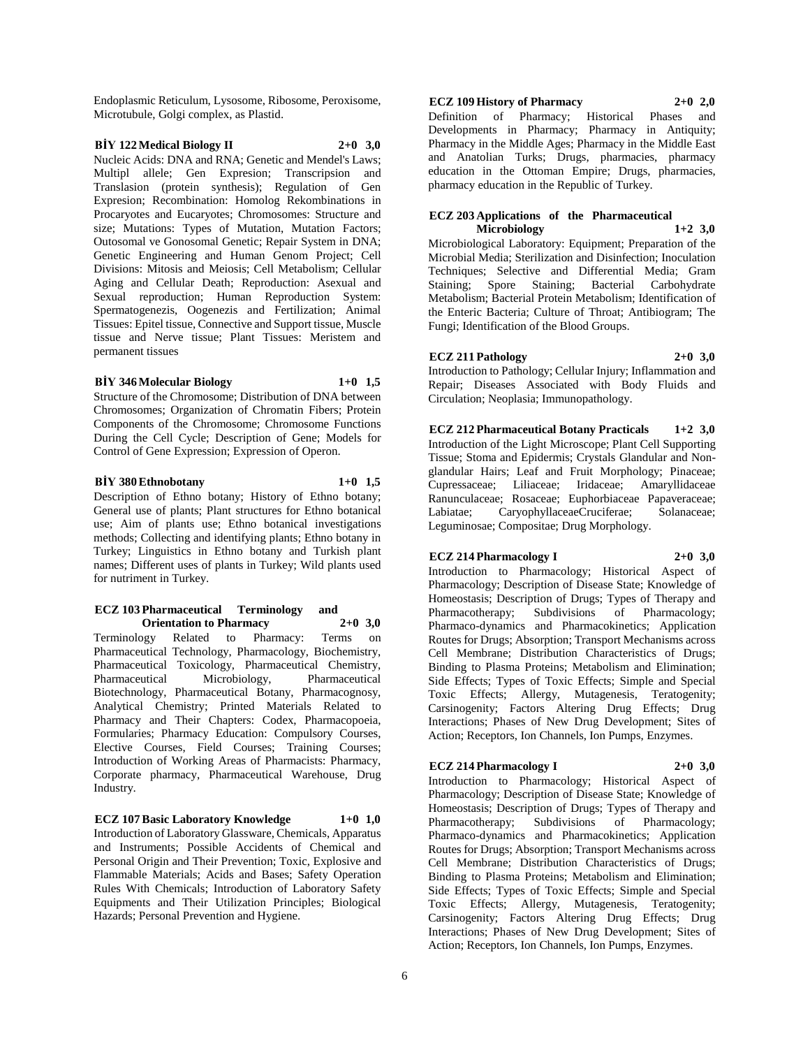Endoplasmic Reticulum, Lysosome, Ribosome, Peroxisome, Microtubule, Golgi complex, as Plastid.

**BİY 122 Medical Biology II 2+0 3,0**

Nucleic Acids: DNA and RNA; Genetic and Mendel's Laws; Multipl allele; Gen Expresion; Transcripsion and Translasion (protein synthesis); Regulation of Gen Expresion; Recombination: Homolog Rekombinations in Procaryotes and Eucaryotes; Chromosomes: Structure and size; Mutations: Types of Mutation, Mutation Factors; Outosomal ve Gonosomal Genetic; Repair System in DNA; Genetic Engineering and Human Genom Project; Cell Divisions: Mitosis and Meiosis; Cell Metabolism; Cellular Aging and Cellular Death; Reproduction: Asexual and Sexual reproduction; Human Reproduction System: Spermatogenezis, Oogenezis and Fertilization; Animal Tissues: Epitel tissue, Connective and Support tissue, Muscle tissue and Nerve tissue; Plant Tissues: Meristem and permanent tissues

**BİY 346 Molecular Biology 1+0 1,5**

Structure of the Chromosome; Distribution of DNA between Chromosomes; Organization of Chromatin Fibers; Protein Components of the Chromosome; Chromosome Functions During the Cell Cycle; Description of Gene; Models for Control of Gene Expression; Expression of Operon.

**BİY 380 Ethnobotany 1+0 1,5**

Description of Ethno botany; History of Ethno botany; General use of plants; Plant structures for Ethno botanical use; Aim of plants use; Ethno botanical investigations methods; Collecting and identifying plants; Ethno botany in Turkey; Linguistics in Ethno botany and Turkish plant names; Different uses of plants in Turkey; Wild plants used for nutriment in Turkey.

**ECZ 103 Pharmaceutical Terminology and Orientation to Pharmacy 2+0 3,0**

Terminology Related to Pharmacy: Terms on Pharmaceutical Technology, Pharmacology, Biochemistry, Pharmaceutical Toxicology, Pharmaceutical Chemistry, Pharmaceutical Microbiology, Pharmaceutical Biotechnology, Pharmaceutical Botany, Pharmacognosy, Analytical Chemistry; Printed Materials Related to Pharmacy and Their Chapters: Codex, Pharmacopoeia, Formularies; Pharmacy Education: Compulsory Courses, Elective Courses, Field Courses; Training Courses; Introduction of Working Areas of Pharmacists: Pharmacy, Corporate pharmacy, Pharmaceutical Warehouse, Drug Industry.

**ECZ 107 Basic Laboratory Knowledge 1+0 1,0**

Introduction of Laboratory Glassware, Chemicals, Apparatus and Instruments; Possible Accidents of Chemical and Personal Origin and Their Prevention; Toxic, Explosive and Flammable Materials; Acids and Bases; Safety Operation Rules With Chemicals; Introduction of Laboratory Safety Equipments and Their Utilization Principles; Biological Hazards; Personal Prevention and Hygiene.

**ECZ 109 History of Pharmacy 2+0 2,0**

Definition of Pharmacy; Historical Phases and Developments in Pharmacy; Pharmacy in Antiquity; Pharmacy in the Middle Ages; Pharmacy in the Middle East and Anatolian Turks; Drugs, pharmacies, pharmacy education in the Ottoman Empire; Drugs, pharmacies, pharmacy education in the Republic of Turkey.

**ECZ 203 Applications of the Pharmaceutical Microbiology 1+2 3,0**

Microbiological Laboratory: Equipment; Preparation of the Microbial Media; Sterilization and Disinfection; Inoculation Techniques; Selective and Differential Media; Gram Staining; Spore Staining; Bacterial Carbohydrate Metabolism; Bacterial Protein Metabolism; Identification of the Enteric Bacteria; Culture of Throat; Antibiogram; The Fungi; Identification of the Blood Groups.

**ECZ 211 Pathology 2+0 3,0**

Introduction to Pathology; Cellular Injury; Inflammation and Repair; Diseases Associated with Body Fluids and Circulation; Neoplasia; Immunopathology.

**ECZ 212 Pharmaceutical Botany Practicals 1+2 3,0**

Introduction of the Light Microscope; Plant Cell Supporting Tissue; Stoma and Epidermis; Crystals Glandular and Non-glandular Hairs; Leaf and Fruit Morphology; Pinaceae; Cupressaceae; Liliaceae; Iridaceae; Amaryllidaceae Ranunculaceae; Rosaceae; Euphorbiaceae Papaveraceae; Labiatae; CaryophyllaceaeCruciferae; Solanaceae; Leguminosae; Compositae; Drug Morphology.

**ECZ 214 Pharmacology I 2+0 3,0**

Introduction to Pharmacology; Historical Aspect of Pharmacology; Description of Disease State; Knowledge of Homeostasis; Description of Drugs; Types of Therapy and Pharmacotherapy; Subdivisions of Pharmacology; Pharmaco-dynamics and Pharmacokinetics; Application Routes for Drugs; Absorption; Transport Mechanisms across Cell Membrane; Distribution Characteristics of Drugs; Binding to Plasma Proteins; Metabolism and Elimination; Side Effects; Types of Toxic Effects; Simple and Special Toxic Effects; Allergy, Mutagenesis, Teratogenity; Carsinogenity; Factors Altering Drug Effects; Drug Interactions; Phases of New Drug Development; Sites of Action; Receptors, Ion Channels, Ion Pumps, Enzymes.

**ECZ 214 Pharmacology I 2+0 3,0**

Introduction to Pharmacology; Historical Aspect of Pharmacology; Description of Disease State; Knowledge of Homeostasis; Description of Drugs; Types of Therapy and Pharmacotherapy; Subdivisions of Pharmacology; Pharmaco-dynamics and Pharmacokinetics; Application Routes for Drugs; Absorption; Transport Mechanisms across Cell Membrane; Distribution Characteristics of Drugs; Binding to Plasma Proteins; Metabolism and Elimination; Side Effects; Types of Toxic Effects; Simple and Special Toxic Effects; Allergy, Mutagenesis, Teratogenity; Carsinogenity; Factors Altering Drug Effects; Drug Interactions; Phases of New Drug Development; Sites of Action; Receptors, Ion Channels, Ion Pumps, Enzymes.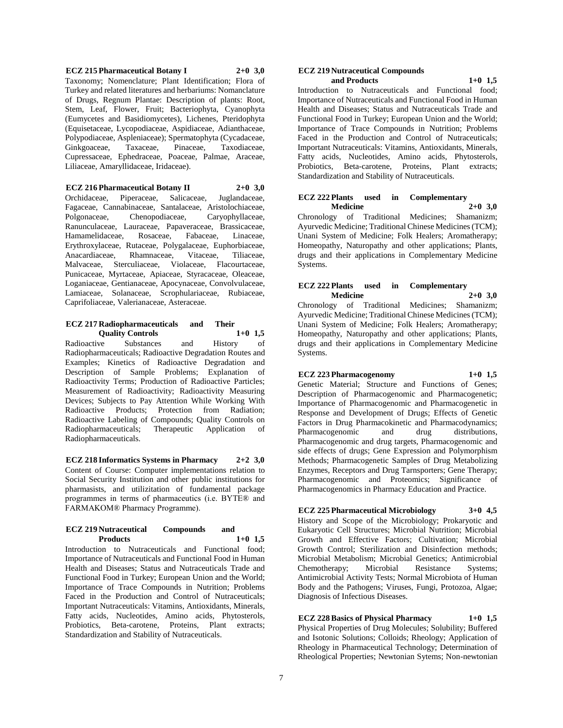**ECZ 215 Pharmaceutical Botany I 2+0 3,0**

Taxonomy; Nomenclature; Plant Identification; Flora of Turkey and related literatures and herbariums: Nomanclature of Drugs, Regnum Plantae: Description of plants: Root, Stem, Leaf, Flower, Fruit; Bacteriophyta, Cyanophyta (Eumycetes and Basidiomycetes), Lichenes, Pteridophyta (Equisetaceae, Lycopodiaceae, Aspidiaceae, Adianthaceae, Polypodiaceae, Aspleniaceae); Spermatophyta (Cycadaceae, Ginkgoaceae, Taxaceae, Pinaceae, Taxodiaceae, Cupressaceae, Ephedraceae, Poaceae, Palmae, Araceae, Liliaceae, Amaryllidaceae, Iridaceae).

**ECZ 216 Pharmaceutical Botany II 2+0 3,0**

Orchidaceae, Piperaceae, Salicaceae, Juglandaceae, Fagaceae, Cannabinaceae, Santalaceae, Aristolochiaceae, Polgonaceae, Chenopodiaceae, Caryophyllaceae, Ranunculaceae, Lauraceae, Papaveraceae, Brassicaceae, Hamamelidaceae, Rosaceae, Fabaceae, Linaceae, Erythroxylaceae, Rutaceae, Polygalaceae, Euphorbiaceae, Anacardiaceae, Rhamnaceae, Vitaceae, Tiliaceae, Malvaceae, Sterculiaceae, Violaceae, Flacourtaceae, Punicaceae, Myrtaceae, Apiaceae, Styracaceae, Oleaceae, Loganiaceae, Gentianaceae, Apocynaceae, Convolvulaceae, Lamiaceae, Solanaceae, Scrophulariaceae, Rubiaceae, Caprifoliaceae, Valerianaceae, Asteraceae.

**ECZ 217 Radiopharmaceuticals and Their Quality Controls 1+0 1,5**

Radioactive Substances and History of Radiopharmaceuticals; Radioactive Degradation Routes and Examples; Kinetics of Radioactive Degradation and Description of Sample Problems; Explanation of Radioactivity Terms; Production of Radioactive Particles; Measurement of Radioactivity; Radioactivity Measuring Devices; Subjects to Pay Attention While Working With Radioactive Products; Protection from Radiation; Radioactive Labeling of Compounds; Quality Controls on Radiopharmaceuticals; Therapeutic Application of Radiopharmaceuticals.

**ECZ 218 Informatics Systems in Pharmacy 2+2 3,0**

Content of Course: Computer implementations relation to Social Security Institution and other public institutions for pharmasists, and utilizitation of fundamental package programmes in terms of pharmaceutics (i.e. BYTE® and FARMAKOM® Pharmacy Programme).

**ECZ 219 Nutraceutical Compounds and Products 1+0 1,5**

Introduction to Nutraceuticals and Functional food; Importance of Nutraceuticals and Functional Food in Human Health and Diseases; Status and Nutraceuticals Trade and Functional Food in Turkey; European Union and the World; Importance of Trace Compounds in Nutrition; Problems Faced in the Production and Control of Nutraceuticals; Important Nutraceuticals: Vitamins, Antioxidants, Minerals, Fatty acids, Nucleotides, Amino acids, Phytosterols, Probiotics, Beta-carotene, Proteins, Plant extracts; Standardization and Stability of Nutraceuticals.

**ECZ 219 Nutraceutical Compounds and Products 1+0 1,5**

Introduction to Nutraceuticals and Functional food; Importance of Nutraceuticals and Functional Food in Human Health and Diseases; Status and Nutraceuticals Trade and Functional Food in Turkey; European Union and the World; Importance of Trace Compounds in Nutrition; Problems Faced in the Production and Control of Nutraceuticals; Important Nutraceuticals: Vitamins, Antioxidants, Minerals, Fatty acids, Nucleotides, Amino acids, Phytosterols, Probiotics, Beta-carotene, Proteins, Plant extracts; Standardization and Stability of Nutraceuticals.

**ECZ 222 Plants used in Complementary Medicine 2+0 3,0**

Chronology of Traditional Medicines; Shamanizm; Ayurvedic Medicine; Traditional Chinese Medicines (TCM); Unani System of Medicine; Folk Healers; Aromatherapy; Homeopathy, Naturopathy and other applications; Plants, drugs and their applications in Complementary Medicine Systems.

**ECZ 222 Plants used in Complementary Medicine 2+0 3,0**

Chronology of Traditional Medicines; Shamanizm; Ayurvedic Medicine; Traditional Chinese Medicines (TCM); Unani System of Medicine; Folk Healers; Aromatherapy; Homeopathy, Naturopathy and other applications; Plants, drugs and their applications in Complementary Medicine Systems.

**ECZ 223 Pharmacogenomy 1+0 1,5**

Genetic Material; Structure and Functions of Genes; Description of Pharmacogenomic and Pharmacogenetic; Importance of Pharmacogenomic and Pharmacogenetic in Response and Development of Drugs; Effects of Genetic Factors in Drug Pharmacokinetic and Pharmacodynamics; Pharmacogenomic and drug distributions, Pharmacogenomic and drug targets, Pharmacogenomic and side effects of drugs; Gene Expression and Polymorphism Methods; Pharmacogenetic Samples of Drug Metabolizing Enzymes, Receptors and Drug Tarnsporters; Gene Therapy; Pharmacogenomic and Proteomics; Significance of Pharmacogenomics in Pharmacy Education and Practice.

**ECZ 225 Pharmaceutical Microbiology 3+0 4,5**

History and Scope of the Microbiology; Prokaryotic and Eukaryotic Cell Structures; Microbial Nutrition; Microbial Growth and Effective Factors; Cultivation; Microbial Growth Control; Sterilization and Disinfection methods; Microbial Metabolism; Microbial Genetics; Antimicrobial Chemotherapy; Microbial Resistance Systems; Antimicrobial Activity Tests; Normal Microbiota of Human Body and the Pathogens; Viruses, Fungi, Protozoa, Algae; Diagnosis of Infectious Diseases.

**ECZ 228 Basics of Physical Pharmacy 1+0 1,5**

Physical Properties of Drug Molecules; Solubility; Buffered and Isotonic Solutions; Colloids; Rheology; Application of Rheology in Pharmaceutical Technology; Determination of Rheological Properties; Newtonian Sytems; Non-newtonian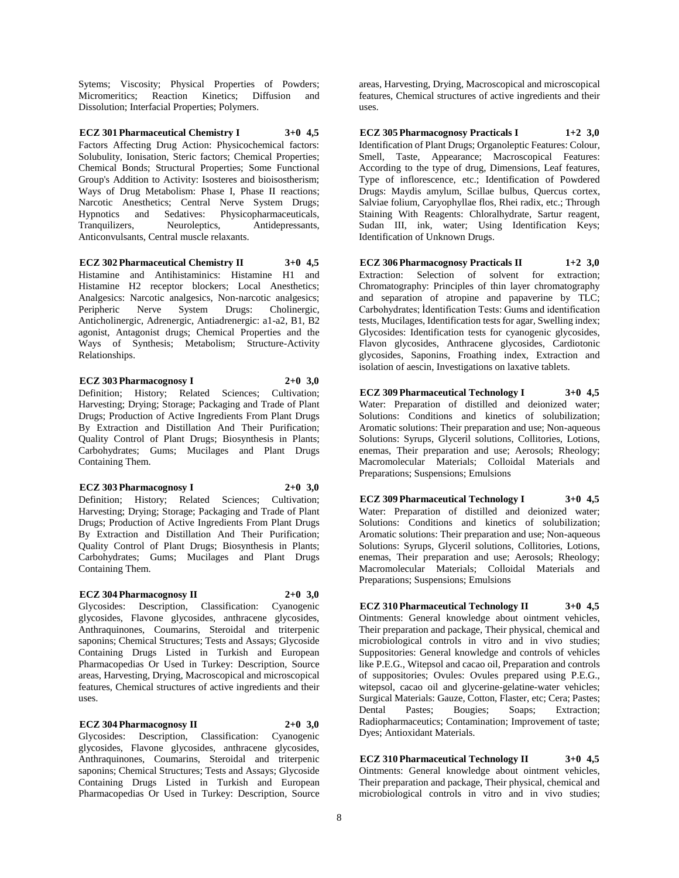Sytems; Viscosity; Physical Properties of Powders; Micromeritics; Reaction Kinetics; Diffusion and Dissolution; Interfacial Properties; Polymers.

**ECZ 301 Pharmaceutical Chemistry I 3+0 4,5**
Factors Affecting Drug Action: Physicochemical factors: Solubulity, Ionisation, Steric factors; Chemical Properties; Chemical Bonds; Structural Properties; Some Functional Group's Addition to Activity: Isosteres and bioisostherism; Ways of Drug Metabolism: Phase I, Phase II reactions; Narcotic Anesthetics; Central Nerve System Drugs; Hypnotics and Sedatives: Physicopharmaceuticals, Tranquilizers, Neuroleptics, Antidepressants, Anticonvulsants, Central muscle relaxants.

**ECZ 302 Pharmaceutical Chemistry II 3+0 4,5**
Histamine and Antihistaminics: Histamine H1 and Histamine H2 receptor blockers; Local Anesthetics; Analgesics: Narcotic analgesics, Non-narcotic analgesics; Peripheric Nerve System Drugs: Cholinergic, Anticholinergic, Adrenergic, Antiadrenergic: a1-a2, B1, B2 agonist, Antagonist drugs; Chemical Properties and the Ways of Synthesis; Metabolism; Structure-Activity Relationships.

**ECZ 303 Pharmacognosy I 2+0 3,0**
Definition; History; Related Sciences; Cultivation; Harvesting; Drying; Storage; Packaging and Trade of Plant Drugs; Production of Active Ingredients From Plant Drugs By Extraction and Distillation And Their Purification; Quality Control of Plant Drugs; Biosynthesis in Plants; Carbohydrates; Gums; Mucilages and Plant Drugs Containing Them.

**ECZ 303 Pharmacognosy I 2+0 3,0**
Definition; History; Related Sciences; Cultivation; Harvesting; Drying; Storage; Packaging and Trade of Plant Drugs; Production of Active Ingredients From Plant Drugs By Extraction and Distillation And Their Purification; Quality Control of Plant Drugs; Biosynthesis in Plants; Carbohydrates; Gums; Mucilages and Plant Drugs Containing Them.

**ECZ 304 Pharmacognosy II 2+0 3,0**
Glycosides: Description, Classification: Cyanogenic glycosides, Flavone glycosides, anthracene glycosides, Anthraquinones, Coumarins, Steroidal and triterpenic saponins; Chemical Structures; Tests and Assays; Glycoside Containing Drugs Listed in Turkish and European Pharmacopedias Or Used in Turkey: Description, Source areas, Harvesting, Drying, Macroscopical and microscopical features, Chemical structures of active ingredients and their uses.

**ECZ 304 Pharmacognosy II 2+0 3,0**
Glycosides: Description, Classification: Cyanogenic glycosides, Flavone glycosides, anthracene glycosides, Anthraquinones, Coumarins, Steroidal and triterpenic saponins; Chemical Structures; Tests and Assays; Glycoside Containing Drugs Listed in Turkish and European Pharmacopedias Or Used in Turkey: Description, Source areas, Harvesting, Drying, Macroscopical and microscopical features, Chemical structures of active ingredients and their uses.

**ECZ 305 Pharmacognosy Practicals I 1+2 3,0**
Identification of Plant Drugs; Organoleptic Features: Colour, Smell, Taste, Appearance; Macroscopical Features: According to the type of drug, Dimensions, Leaf features, Type of inflorescence, etc.; Identification of Powdered Drugs: Maydis amylum, Scillae bulbus, Quercus cortex, Salviae folium, Caryophyllae flos, Rhei radix, etc.; Through Staining With Reagents: Chloralhydrate, Sartur reagent, Sudan III, ink, water; Using Identification Keys; Identification of Unknown Drugs.

**ECZ 306 Pharmacognosy Practicals II 1+2 3,0**
Extraction: Selection of solvent for extraction; Chromatography: Principles of thin layer chromatography and separation of atropine and papaverine by TLC; Carbohydrates; İdentification Tests: Gums and identification tests, Mucilages, Identification tests for agar, Swelling index; Glycosides: Identification tests for cyanogenic glycosides, Flavon glycosides, Anthracene glycosides, Cardiotonic glycosides, Saponins, Froathing index, Extraction and isolation of aescin, Investigations on laxative tablets.

**ECZ 309 Pharmaceutical Technology I 3+0 4,5**
Water: Preparation of distilled and deionized water; Solutions: Conditions and kinetics of solubilization; Aromatic solutions: Their preparation and use; Non-aqueous Solutions: Syrups, Glyceril solutions, Collitories, Lotions, enemas, Their preparation and use; Aerosols; Rheology; Macromolecular Materials; Colloidal Materials and Preparations; Suspensions; Emulsions

**ECZ 309 Pharmaceutical Technology I 3+0 4,5**
Water: Preparation of distilled and deionized water; Solutions: Conditions and kinetics of solubilization; Aromatic solutions: Their preparation and use; Non-aqueous Solutions: Syrups, Glyceril solutions, Collitories, Lotions, enemas, Their preparation and use; Aerosols; Rheology; Macromolecular Materials; Colloidal Materials and Preparations; Suspensions; Emulsions

**ECZ 310 Pharmaceutical Technology II 3+0 4,5**
Ointments: General knowledge about ointment vehicles, Their preparation and package, Their physical, chemical and microbiological controls in vitro and in vivo studies; Suppositories: General knowledge and controls of vehicles like P.E.G., Witepsol and cacao oil, Preparation and controls of suppositories; Ovules: Ovules prepared using P.E.G., witepsol, cacao oil and glycerine-gelatine-water vehicles; Surgical Materials: Gauze, Cotton, Flaster, etc; Cera; Pastes; Dental Pastes; Bougies; Soaps; Extraction; Radiopharmaceutics; Contamination; Improvement of taste; Dyes; Antioxidant Materials.

**ECZ 310 Pharmaceutical Technology II 3+0 4,5**
Ointments: General knowledge about ointment vehicles, Their preparation and package, Their physical, chemical and microbiological controls in vitro and in vivo studies;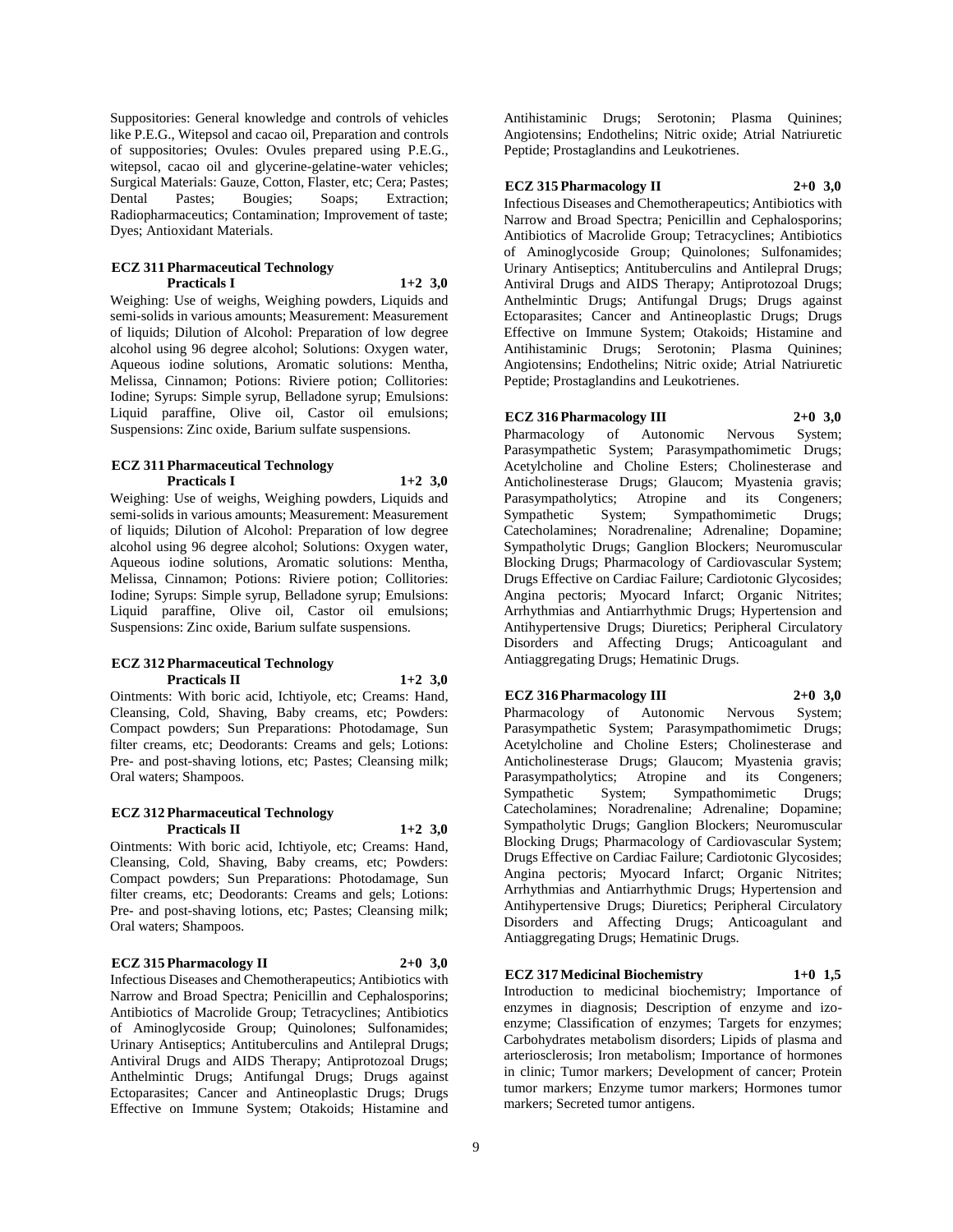Suppositories: General knowledge and controls of vehicles like P.E.G., Witepsol and cacao oil, Preparation and controls of suppositories; Ovules: Ovules prepared using P.E.G., witepsol, cacao oil and glycerine-gelatine-water vehicles; Surgical Materials: Gauze, Cotton, Flaster, etc; Cera; Pastes; Dental Pastes; Bougies; Soaps; Extraction; Radiopharmaceutics; Contamination; Improvement of taste; Dyes; Antioxidant Materials.

**ECZ 311 Pharmaceutical Technology Practicals I 1+2 3,0**

Weighing: Use of weighs, Weighing powders, Liquids and semi-solids in various amounts; Measurement: Measurement of liquids; Dilution of Alcohol: Preparation of low degree alcohol using 96 degree alcohol; Solutions: Oxygen water, Aqueous iodine solutions, Aromatic solutions: Mentha, Melissa, Cinnamon; Potions: Riviere potion; Collitories: Iodine; Syrups: Simple syrup, Belladone syrup; Emulsions: Liquid paraffine, Olive oil, Castor oil emulsions; Suspensions: Zinc oxide, Barium sulfate suspensions.

**ECZ 311 Pharmaceutical Technology Practicals I 1+2 3,0**

Weighing: Use of weighs, Weighing powders, Liquids and semi-solids in various amounts; Measurement: Measurement of liquids; Dilution of Alcohol: Preparation of low degree alcohol using 96 degree alcohol; Solutions: Oxygen water, Aqueous iodine solutions, Aromatic solutions: Mentha, Melissa, Cinnamon; Potions: Riviere potion; Collitories: Iodine; Syrups: Simple syrup, Belladone syrup; Emulsions: Liquid paraffine, Olive oil, Castor oil emulsions; Suspensions: Zinc oxide, Barium sulfate suspensions.

**ECZ 312 Pharmaceutical Technology Practicals II 1+2 3,0**

Ointments: With boric acid, Ichtiyole, etc; Creams: Hand, Cleansing, Cold, Shaving, Baby creams, etc; Powders: Compact powders; Sun Preparations: Photodamage, Sun filter creams, etc; Deodorants: Creams and gels; Lotions: Pre- and post-shaving lotions, etc; Pastes; Cleansing milk; Oral waters; Shampoos.

**ECZ 312 Pharmaceutical Technology Practicals II 1+2 3,0**

Ointments: With boric acid, Ichtiyole, etc; Creams: Hand, Cleansing, Cold, Shaving, Baby creams, etc; Powders: Compact powders; Sun Preparations: Photodamage, Sun filter creams, etc; Deodorants: Creams and gels; Lotions: Pre- and post-shaving lotions, etc; Pastes; Cleansing milk; Oral waters; Shampoos.

**ECZ 315 Pharmacology II 2+0 3,0**

Infectious Diseases and Chemotherapeutics; Antibiotics with Narrow and Broad Spectra; Penicillin and Cephalosporins; Antibiotics of Macrolide Group; Tetracyclines; Antibiotics of Aminoglycoside Group; Quinolones; Sulfonamides; Urinary Antiseptics; Antituberculins and Antilepral Drugs; Antiviral Drugs and AIDS Therapy; Antiprotozoal Drugs; Anthelmintic Drugs; Antifungal Drugs; Drugs against Ectoparasites; Cancer and Antineoplastic Drugs; Drugs Effective on Immune System; Otakoids; Histamine and Antihistaminic Drugs; Serotonin; Plasma Quinines; Angiotensins; Endothelins; Nitric oxide; Atrial Natriuretic Peptide; Prostaglandins and Leukotrienes.

**ECZ 315 Pharmacology II 2+0 3,0**

Infectious Diseases and Chemotherapeutics; Antibiotics with Narrow and Broad Spectra; Penicillin and Cephalosporins; Antibiotics of Macrolide Group; Tetracyclines; Antibiotics of Aminoglycoside Group; Quinolones; Sulfonamides; Urinary Antiseptics; Antituberculins and Antilepral Drugs; Antiviral Drugs and AIDS Therapy; Antiprotozoal Drugs; Anthelmintic Drugs; Antifungal Drugs; Drugs against Ectoparasites; Cancer and Antineoplastic Drugs; Drugs Effective on Immune System; Otakoids; Histamine and Antihistaminic Drugs; Serotonin; Plasma Quinines; Angiotensins; Endothelins; Nitric oxide; Atrial Natriuretic Peptide; Prostaglandins and Leukotrienes.

**ECZ 316 Pharmacology III 2+0 3,0**

Pharmacology of Autonomic Nervous System; Parasympathetic System; Parasympathomimetic Drugs; Acetylcholine and Choline Esters; Cholinesterase and Anticholinesterase Drugs; Glaucom; Myastenia gravis; Parasympatholytics; Atropine and its Congeners; Sympathetic System; Sympathomimetic Drugs; Catecholamines; Noradrenaline; Adrenaline; Dopamine; Sympatholytic Drugs; Ganglion Blockers; Neuromuscular Blocking Drugs; Pharmacology of Cardiovascular System; Drugs Effective on Cardiac Failure; Cardiotonic Glycosides; Angina pectoris; Myocard Infarct; Organic Nitrites; Arrhythmias and Antiarrhythmic Drugs; Hypertension and Antihypertensive Drugs; Diuretics; Peripheral Circulatory Disorders and Affecting Drugs; Anticoagulant and Antiaggregating Drugs; Hematinic Drugs.

**ECZ 316 Pharmacology III 2+0 3,0**

Pharmacology of Autonomic Nervous System; Parasympathetic System; Parasympathomimetic Drugs; Acetylcholine and Choline Esters; Cholinesterase and Anticholinesterase Drugs; Glaucom; Myastenia gravis; Parasympatholytics; Atropine and its Congeners; Sympathetic System; Sympathomimetic Drugs; Catecholamines; Noradrenaline; Adrenaline; Dopamine; Sympatholytic Drugs; Ganglion Blockers; Neuromuscular Blocking Drugs; Pharmacology of Cardiovascular System; Drugs Effective on Cardiac Failure; Cardiotonic Glycosides; Angina pectoris; Myocard Infarct; Organic Nitrites; Arrhythmias and Antiarrhythmic Drugs; Hypertension and Antihypertensive Drugs; Diuretics; Peripheral Circulatory Disorders and Affecting Drugs; Anticoagulant and Antiaggregating Drugs; Hematinic Drugs.

**ECZ 317 Medicinal Biochemistry 1+0 1,5**

Introduction to medicinal biochemistry; Importance of enzymes in diagnosis; Description of enzyme and izo-enzyme; Classification of enzymes; Targets for enzymes; Carbohydrates metabolism disorders; Lipids of plasma and arteriosclerosis; Iron metabolism; Importance of hormones in clinic; Tumor markers; Development of cancer; Protein tumor markers; Enzyme tumor markers; Hormones tumor markers; Secreted tumor antigens.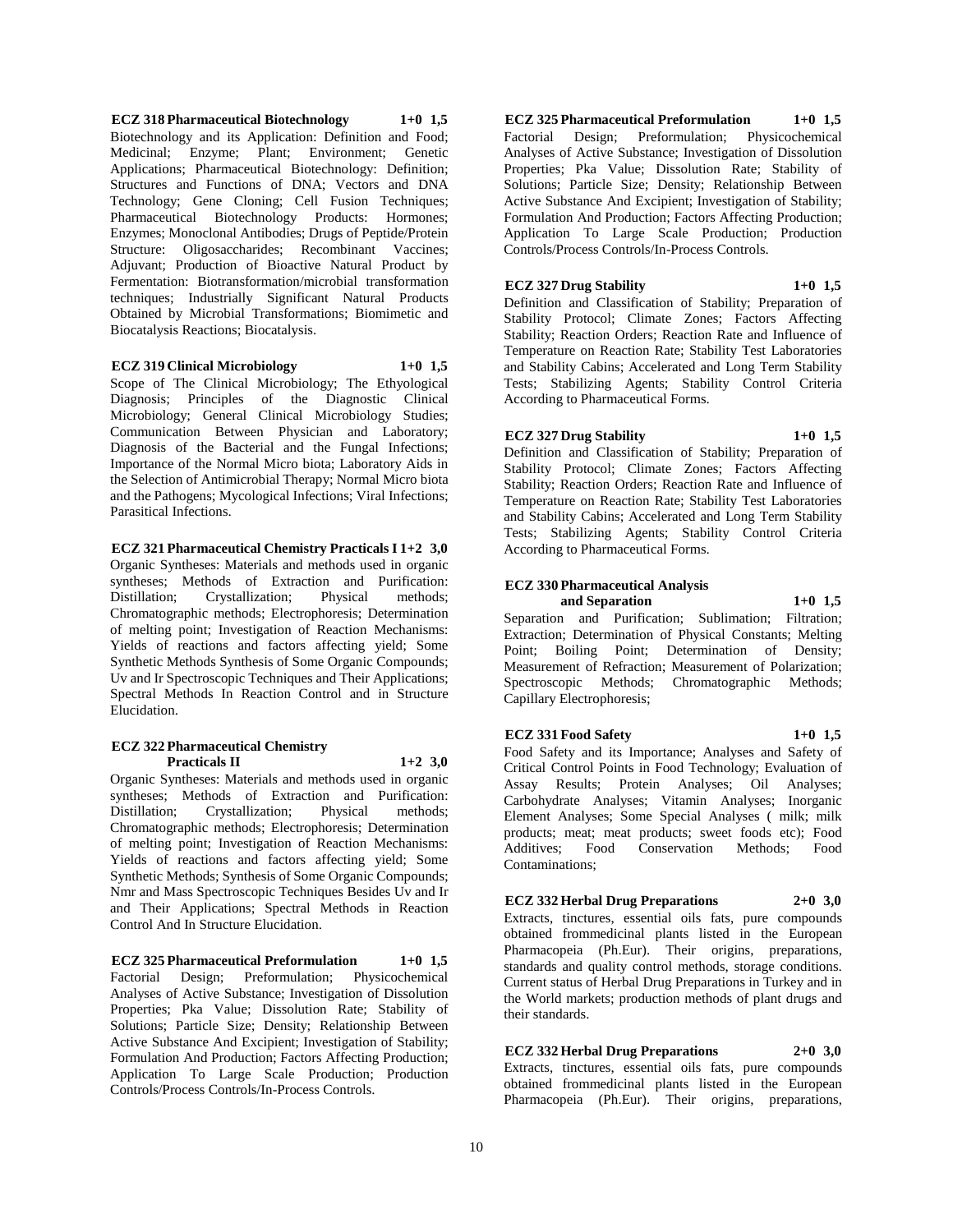**ECZ 318 Pharmaceutical Biotechnology 1+0 1,5**

Biotechnology and its Application: Definition and Food; Medicinal; Enzyme; Plant; Environment; Genetic Applications; Pharmaceutical Biotechnology: Definition; Structures and Functions of DNA; Vectors and DNA Technology; Gene Cloning; Cell Fusion Techniques; Pharmaceutical Biotechnology Products: Hormones; Enzymes; Monoclonal Antibodies; Drugs of Peptide/Protein Structure: Oligosaccharides; Recombinant Vaccines; Adjuvant; Production of Bioactive Natural Product by Fermentation: Biotransformation/microbial transformation techniques; Industrially Significant Natural Products Obtained by Microbial Transformations; Biomimetic and Biocatalysis Reactions; Biocatalysis.

**ECZ 319 Clinical Microbiology 1+0 1,5**

Scope of The Clinical Microbiology; The Ethyological Diagnosis; Principles of the Diagnostic Clinical Microbiology; General Clinical Microbiology Studies; Communication Between Physician and Laboratory; Diagnosis of the Bacterial and the Fungal Infections; Importance of the Normal Micro biota; Laboratory Aids in the Selection of Antimicrobial Therapy; Normal Micro biota and the Pathogens; Mycological Infections; Viral Infections; Parasitical Infections.

**ECZ 321 Pharmaceutical Chemistry Practicals I 1+2 3,0**

Organic Syntheses: Materials and methods used in organic syntheses; Methods of Extraction and Purification: Distillation; Crystallization; Physical methods; Chromatographic methods; Electrophoresis; Determination of melting point; Investigation of Reaction Mechanisms: Yields of reactions and factors affecting yield; Some Synthetic Methods Synthesis of Some Organic Compounds; Uv and Ir Spectroscopic Techniques and Their Applications; Spectral Methods In Reaction Control and in Structure Elucidation.

**ECZ 322 Pharmaceutical Chemistry Practicals II 1+2 3,0**

Organic Syntheses: Materials and methods used in organic syntheses; Methods of Extraction and Purification: Distillation; Crystallization; Physical methods; Chromatographic methods; Electrophoresis; Determination of melting point; Investigation of Reaction Mechanisms: Yields of reactions and factors affecting yield; Some Synthetic Methods; Synthesis of Some Organic Compounds; Nmr and Mass Spectroscopic Techniques Besides Uv and Ir and Their Applications; Spectral Methods in Reaction Control And In Structure Elucidation.

**ECZ 325 Pharmaceutical Preformulation 1+0 1,5**

Factorial Design; Preformulation; Physicochemical Analyses of Active Substance; Investigation of Dissolution Properties; Pka Value; Dissolution Rate; Stability of Solutions; Particle Size; Density; Relationship Between Active Substance And Excipient; Investigation of Stability; Formulation And Production; Factors Affecting Production; Application To Large Scale Production; Production Controls/Process Controls/In-Process Controls.

**ECZ 325 Pharmaceutical Preformulation 1+0 1,5**

Factorial Design; Preformulation; Physicochemical Analyses of Active Substance; Investigation of Dissolution Properties; Pka Value; Dissolution Rate; Stability of Solutions; Particle Size; Density; Relationship Between Active Substance And Excipient; Investigation of Stability; Formulation And Production; Factors Affecting Production; Application To Large Scale Production; Production Controls/Process Controls/In-Process Controls.

**ECZ 327 Drug Stability 1+0 1,5**

Definition and Classification of Stability; Preparation of Stability Protocol; Climate Zones; Factors Affecting Stability; Reaction Orders; Reaction Rate and Influence of Temperature on Reaction Rate; Stability Test Laboratories and Stability Cabins; Accelerated and Long Term Stability Tests; Stabilizing Agents; Stability Control Criteria According to Pharmaceutical Forms.

**ECZ 327 Drug Stability 1+0 1,5**

Definition and Classification of Stability; Preparation of Stability Protocol; Climate Zones; Factors Affecting Stability; Reaction Orders; Reaction Rate and Influence of Temperature on Reaction Rate; Stability Test Laboratories and Stability Cabins; Accelerated and Long Term Stability Tests; Stabilizing Agents; Stability Control Criteria According to Pharmaceutical Forms.

**ECZ 330 Pharmaceutical Analysis and Separation 1+0 1,5**

Separation and Purification; Sublimation; Filtration; Extraction; Determination of Physical Constants; Melting Point; Boiling Point; Determination of Density; Measurement of Refraction; Measurement of Polarization; Spectroscopic Methods; Chromatographic Methods; Capillary Electrophoresis;

**ECZ 331 Food Safety 1+0 1,5**

Food Safety and its Importance; Analyses and Safety of Critical Control Points in Food Technology; Evaluation of Assay Results; Protein Analyses; Oil Analyses; Carbohydrate Analyses; Vitamin Analyses; Inorganic Element Analyses; Some Special Analyses ( milk; milk products; meat; meat products; sweet foods etc); Food Additives; Food Conservation Methods; Food Contaminations;

**ECZ 332 Herbal Drug Preparations 2+0 3,0**

Extracts, tinctures, essential oils fats, pure compounds obtained frommedicinal plants listed in the European Pharmacopeia (Ph.Eur). Their origins, preparations, standards and quality control methods, storage conditions. Current status of Herbal Drug Preparations in Turkey and in the World markets; production methods of plant drugs and their standards.

**ECZ 332 Herbal Drug Preparations 2+0 3,0**

Extracts, tinctures, essential oils fats, pure compounds obtained frommedicinal plants listed in the European Pharmacopeia (Ph.Eur). Their origins, preparations,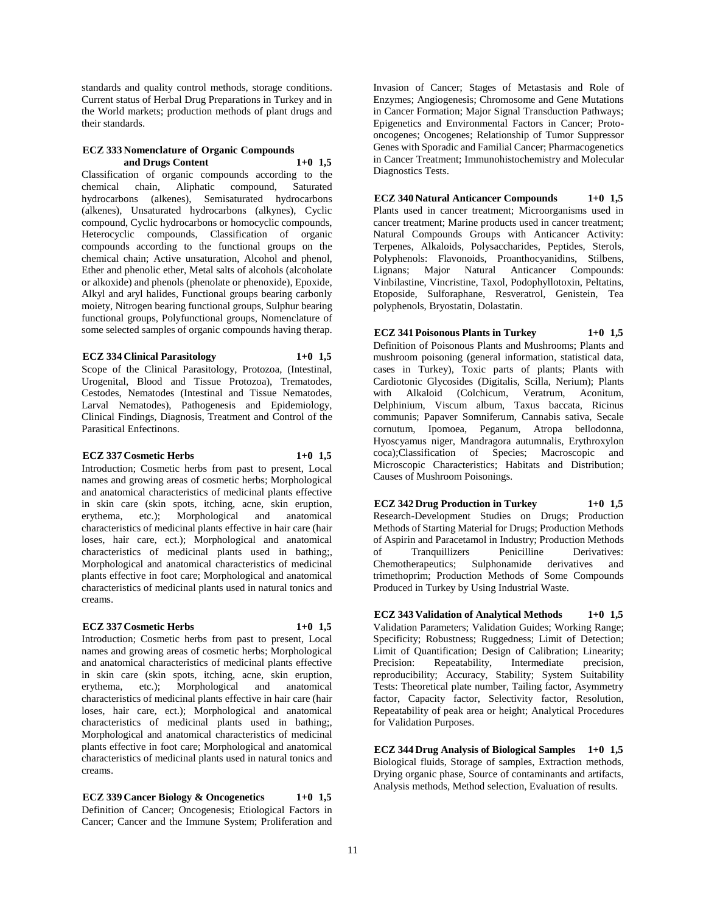standards and quality control methods, storage conditions. Current status of Herbal Drug Preparations in Turkey and in the World markets; production methods of plant drugs and their standards.

**ECZ 333 Nomenclature of Organic Compounds and Drugs Content 1+0 1,5**

Classification of organic compounds according to the chemical chain, Aliphatic compound, Saturated hydrocarbons (alkenes), Semisaturated hydrocarbons (alkenes), Unsaturated hydrocarbons (alkynes), Cyclic compound, Cyclic hydrocarbons or homocyclic compounds, Heterocyclic compounds, Classification of organic compounds according to the functional groups on the chemical chain; Active unsaturation, Alcohol and phenol, Ether and phenolic ether, Metal salts of alcohols (alcoholate or alkoxide) and phenols (phenolate or phenoxide), Epoxide, Alkyl and aryl halides, Functional groups bearing carbonly moiety, Nitrogen bearing functional groups, Sulphur bearing functional groups, Polyfunctional groups, Nomenclature of some selected samples of organic compounds having therap.

**ECZ 334 Clinical Parasitology 1+0 1,5**

Scope of the Clinical Parasitology, Protozoa, (Intestinal, Urogenital, Blood and Tissue Protozoa), Trematodes, Cestodes, Nematodes (Intestinal and Tissue Nematodes, Larval Nematodes), Pathogenesis and Epidemiology, Clinical Findings, Diagnosis, Treatment and Control of the Parasitical Enfectinons.

**ECZ 337 Cosmetic Herbs 1+0 1,5**

Introduction; Cosmetic herbs from past to present, Local names and growing areas of cosmetic herbs; Morphological and anatomical characteristics of medicinal plants effective in skin care (skin spots, itching, acne, skin eruption, erythema, etc.); Morphological and anatomical characteristics of medicinal plants effective in hair care (hair loses, hair care, ect.); Morphological and anatomical characteristics of medicinal plants used in bathing;, Morphological and anatomical characteristics of medicinal plants effective in foot care; Morphological and anatomical characteristics of medicinal plants used in natural tonics and creams.

**ECZ 337 Cosmetic Herbs 1+0 1,5**

Introduction; Cosmetic herbs from past to present, Local names and growing areas of cosmetic herbs; Morphological and anatomical characteristics of medicinal plants effective in skin care (skin spots, itching, acne, skin eruption, erythema, etc.); Morphological and anatomical characteristics of medicinal plants effective in hair care (hair loses, hair care, ect.); Morphological and anatomical characteristics of medicinal plants used in bathing;, Morphological and anatomical characteristics of medicinal plants effective in foot care; Morphological and anatomical characteristics of medicinal plants used in natural tonics and creams.

**ECZ 339 Cancer Biology & Oncogenetics 1+0 1,5**

Definition of Cancer; Oncogenesis; Etiological Factors in Cancer; Cancer and the Immune System; Proliferation and Invasion of Cancer; Stages of Metastasis and Role of Enzymes; Angiogenesis; Chromosome and Gene Mutations in Cancer Formation; Major Signal Transduction Pathways; Epigenetics and Environmental Factors in Cancer; Proto-oncogenes; Oncogenes; Relationship of Tumor Suppressor Genes with Sporadic and Familial Cancer; Pharmacogenetics in Cancer Treatment; Immunohistochemistry and Molecular Diagnostics Tests.

**ECZ 340 Natural Anticancer Compounds 1+0 1,5**

Plants used in cancer treatment; Microorganisms used in cancer treatment; Marine products used in cancer treatment; Natural Compounds Groups with Anticancer Activity: Terpenes, Alkaloids, Polysaccharides, Peptides, Sterols, Polyphenols: Flavonoids, Proanthocyanidins, Stilbens, Lignans; Major Natural Anticancer Compounds: Vinbilastine, Vincristine, Taxol, Podophyllotoxin, Peltatins, Etoposide, Sulforaphane, Resveratrol, Genistein, Tea polyphenols, Bryostatin, Dolastatin.

**ECZ 341 Poisonous Plants in Turkey 1+0 1,5**

Definition of Poisonous Plants and Mushrooms; Plants and mushroom poisoning (general information, statistical data, cases in Turkey), Toxic parts of plants; Plants with Cardiotonic Glycosides (Digitalis, Scilla, Nerium); Plants with Alkaloid (Colchicum, Veratrum, Aconitum, Delphinium, Viscum album, Taxus baccata, Ricinus communis; Papaver Somniferum, Cannabis sativa, Secale cornutum, Ipomoea, Peganum, Atropa bellodonna, Hyoscyamus niger, Mandragora autumnalis, Erythroxylon coca);Classification of Species; Macroscopic and Microscopic Characteristics; Habitats and Distribution; Causes of Mushroom Poisonings.

**ECZ 342 Drug Production in Turkey 1+0 1,5**

Research-Development Studies on Drugs; Production Methods of Starting Material for Drugs; Production Methods of Aspirin and Paracetamol in Industry; Production Methods of Tranquillizers Penicilline Derivatives: Chemotherapeutics; Sulphonamide derivatives and trimethoprim; Production Methods of Some Compounds Produced in Turkey by Using Industrial Waste.

**ECZ 343 Validation of Analytical Methods 1+0 1,5**

Validation Parameters; Validation Guides; Working Range; Specificity; Robustness; Ruggedness; Limit of Detection; Limit of Quantification; Design of Calibration; Linearity; Precision: Repeatability, Intermediate precision, reproducibility; Accuracy, Stability; System Suitability Tests: Theoretical plate number, Tailing factor, Asymmetry factor, Capacity factor, Selectivity factor, Resolution, Repeatability of peak area or height; Analytical Procedures for Validation Purposes.

**ECZ 344 Drug Analysis of Biological Samples 1+0 1,5**

Biological fluids, Storage of samples, Extraction methods, Drying organic phase, Source of contaminants and artifacts, Analysis methods, Method selection, Evaluation of results.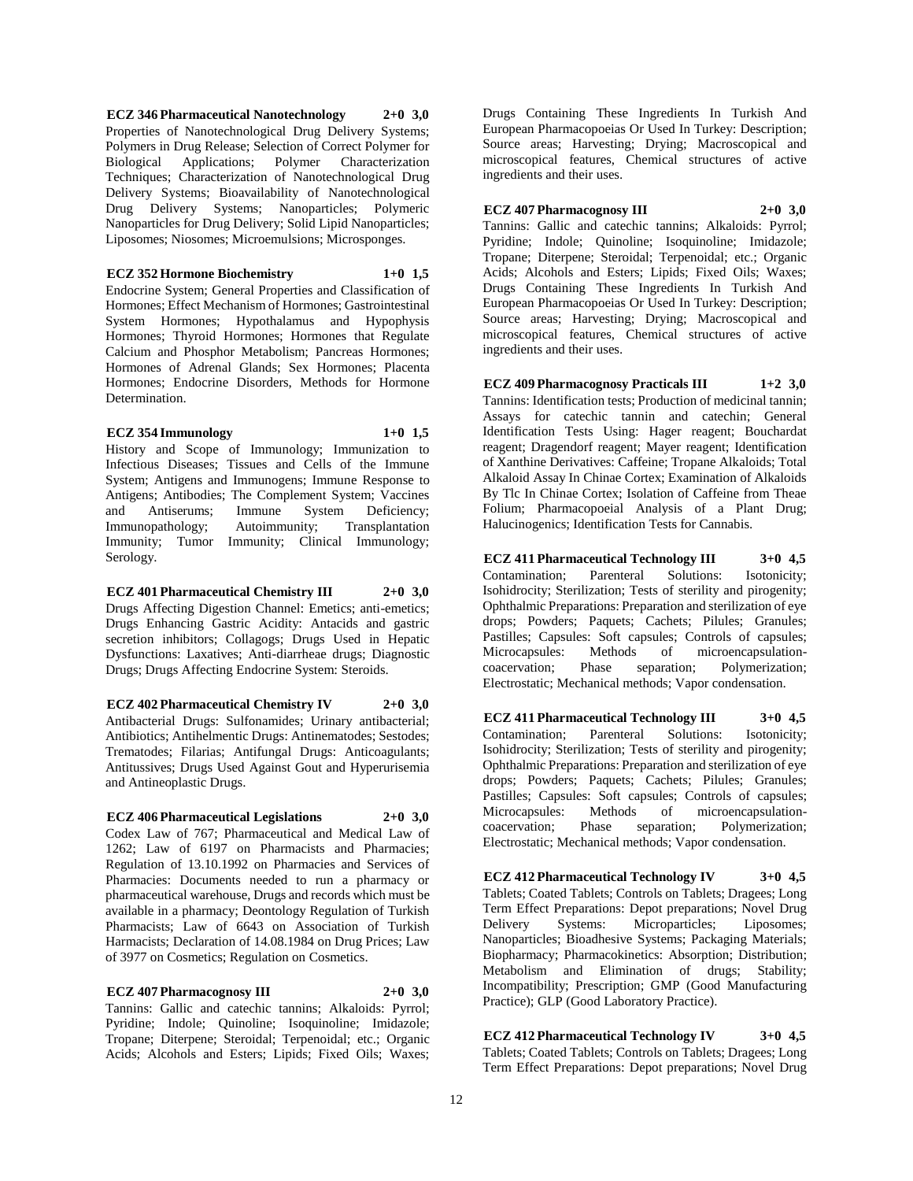**ECZ 346 Pharmaceutical Nanotechnology 2+0 3,0**

Properties of Nanotechnological Drug Delivery Systems; Polymers in Drug Release; Selection of Correct Polymer for Biological Applications; Polymer Characterization Techniques; Characterization of Nanotechnological Drug Delivery Systems; Bioavailability of Nanotechnological Drug Delivery Systems; Nanoparticles; Polymeric Nanoparticles for Drug Delivery; Solid Lipid Nanoparticles; Liposomes; Niosomes; Microemulsions; Microsponges.

**ECZ 352 Hormone Biochemistry 1+0 1,5**

Endocrine System; General Properties and Classification of Hormones; Effect Mechanism of Hormones; Gastrointestinal System Hormones; Hypothalamus and Hypophysis Hormones; Thyroid Hormones; Hormones that Regulate Calcium and Phosphor Metabolism; Pancreas Hormones; Hormones of Adrenal Glands; Sex Hormones; Placenta Hormones; Endocrine Disorders, Methods for Hormone Determination.

**ECZ 354 Immunology 1+0 1,5**

History and Scope of Immunology; Immunization to Infectious Diseases; Tissues and Cells of the Immune System; Antigens and Immunogens; Immune Response to Antigens; Antibodies; The Complement System; Vaccines and Antiserums; Immune System Deficiency; Immunopathology; Autoimmunity; Transplantation Immunity; Tumor Immunity; Clinical Immunology; Serology.

**ECZ 401 Pharmaceutical Chemistry III 2+0 3,0**

Drugs Affecting Digestion Channel: Emetics; anti-emetics; Drugs Enhancing Gastric Acidity: Antacids and gastric secretion inhibitors; Collagogs; Drugs Used in Hepatic Dysfunctions: Laxatives; Anti-diarrheae drugs; Diagnostic Drugs; Drugs Affecting Endocrine System: Steroids.

**ECZ 402 Pharmaceutical Chemistry IV 2+0 3,0**

Antibacterial Drugs: Sulfonamides; Urinary antibacterial; Antibiotics; Antihelmentic Drugs: Antinematodes; Sestodes; Trematodes; Filarias; Antifungal Drugs: Anticoagulants; Antitussives; Drugs Used Against Gout and Hyperurisemia and Antineoplastic Drugs.

**ECZ 406 Pharmaceutical Legislations 2+0 3,0**

Codex Law of 767; Pharmaceutical and Medical Law of 1262; Law of 6197 on Pharmacists and Pharmacies; Regulation of 13.10.1992 on Pharmacies and Services of Pharmacies: Documents needed to run a pharmacy or pharmaceutical warehouse, Drugs and records which must be available in a pharmacy; Deontology Regulation of Turkish Pharmacists; Law of 6643 on Association of Turkish Harmacists; Declaration of 14.08.1984 on Drug Prices; Law of 3977 on Cosmetics; Regulation on Cosmetics.

**ECZ 407 Pharmacognosy III 2+0 3,0**

Tannins: Gallic and catechic tannins; Alkaloids: Pyrrol; Pyridine; Indole; Quinoline; Isoquinoline; Imidazole; Tropane; Diterpene; Steroidal; Terpenoidal; etc.; Organic Acids; Alcohols and Esters; Lipids; Fixed Oils; Waxes; Drugs Containing These Ingredients In Turkish And European Pharmacopoeias Or Used In Turkey: Description; Source areas; Harvesting; Drying; Macroscopical and microscopical features, Chemical structures of active ingredients and their uses.

**ECZ 407 Pharmacognosy III 2+0 3,0**

Tannins: Gallic and catechic tannins; Alkaloids: Pyrrol; Pyridine; Indole; Quinoline; Isoquinoline; Imidazole; Tropane; Diterpene; Steroidal; Terpenoidal; etc.; Organic Acids; Alcohols and Esters; Lipids; Fixed Oils; Waxes; Drugs Containing These Ingredients In Turkish And European Pharmacopoeias Or Used In Turkey: Description; Source areas; Harvesting; Drying; Macroscopical and microscopical features, Chemical structures of active ingredients and their uses.

**ECZ 409 Pharmacognosy Practicals III 1+2 3,0**

Tannins: Identification tests; Production of medicinal tannin; Assays for catechic tannin and catechin; General Identification Tests Using: Hager reagent; Bouchardat reagent; Dragendorf reagent; Mayer reagent; Identification of Xanthine Derivatives: Caffeine; Tropane Alkaloids; Total Alkaloid Assay In Chinae Cortex; Examination of Alkaloids By Tlc In Chinae Cortex; Isolation of Caffeine from Theae Folium; Pharmacopoeial Analysis of a Plant Drug; Halucinogenics; Identification Tests for Cannabis.

**ECZ 411 Pharmaceutical Technology III 3+0 4,5**

Contamination; Parenteral Solutions: Isotonicity; Isohidrocity; Sterilization; Tests of sterility and pirogenity; Ophthalmic Preparations: Preparation and sterilization of eye drops; Powders; Paquets; Cachets; Pilules; Granules; Pastilles; Capsules: Soft capsules; Controls of capsules; Microcapsules: Methods of microencapsulation-coacervation; Phase separation; Polymerization; Electrostatic; Mechanical methods; Vapor condensation.

**ECZ 411 Pharmaceutical Technology III 3+0 4,5**

Contamination; Parenteral Solutions: Isotonicity; Isohidrocity; Sterilization; Tests of sterility and pirogenity; Ophthalmic Preparations: Preparation and sterilization of eye drops; Powders; Paquets; Cachets; Pilules; Granules; Pastilles; Capsules: Soft capsules; Controls of capsules; Microcapsules: Methods of microencapsulation-coacervation; Phase separation; Polymerization; Electrostatic; Mechanical methods; Vapor condensation.

**ECZ 412 Pharmaceutical Technology IV 3+0 4,5**

Tablets; Coated Tablets; Controls on Tablets; Dragees; Long Term Effect Preparations: Depot preparations; Novel Drug Delivery Systems: Microparticles; Liposomes; Nanoparticles; Bioadhesive Systems; Packaging Materials; Biopharmacy; Pharmacokinetics: Absorption; Distribution; Metabolism and Elimination of drugs; Stability; Incompatibility; Prescription; GMP (Good Manufacturing Practice); GLP (Good Laboratory Practice).

**ECZ 412 Pharmaceutical Technology IV 3+0 4,5**

Tablets; Coated Tablets; Controls on Tablets; Dragees; Long Term Effect Preparations: Depot preparations; Novel Drug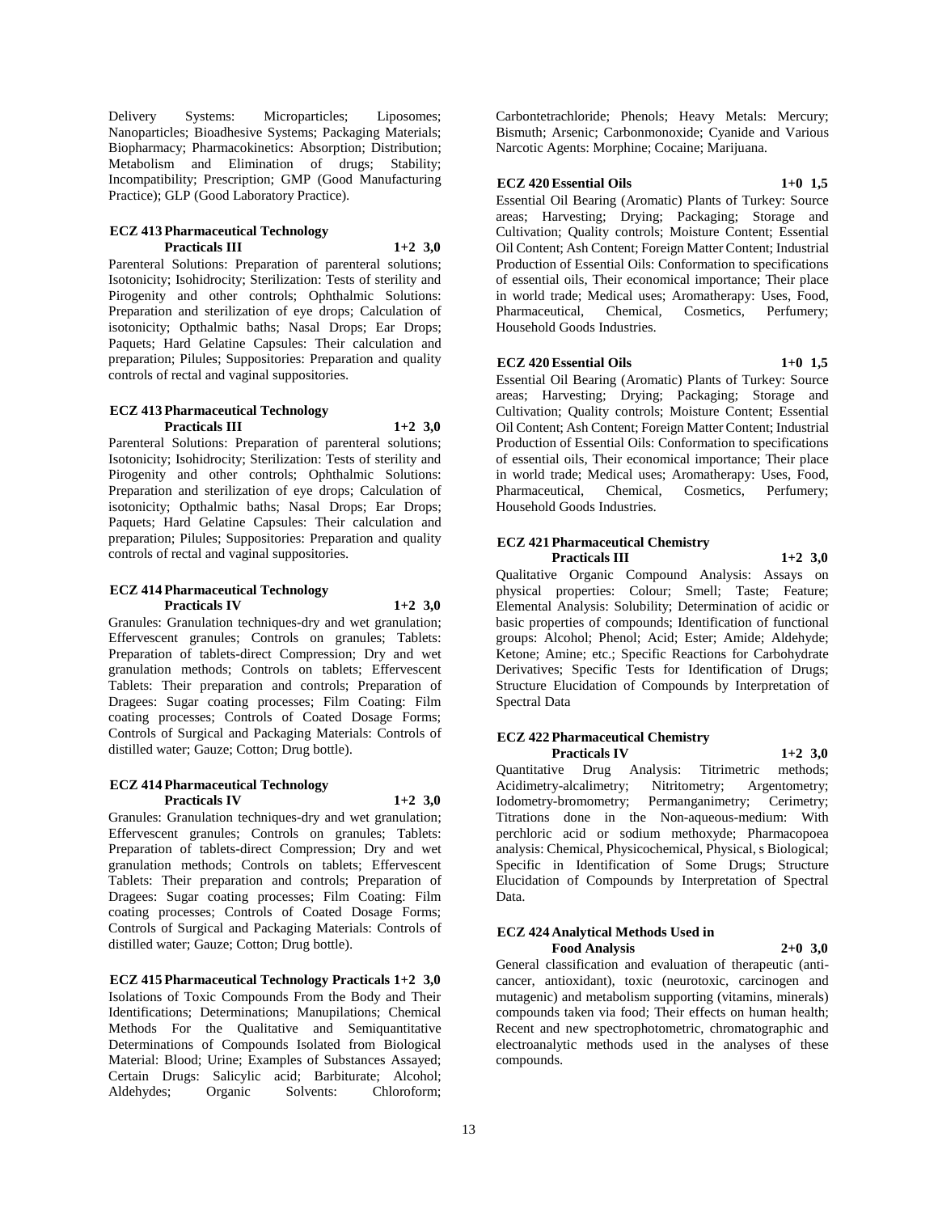Delivery Systems: Microparticles; Liposomes; Nanoparticles; Bioadhesive Systems; Packaging Materials; Biopharmacy; Pharmacokinetics: Absorption; Distribution; Metabolism and Elimination of drugs; Stability; Incompatibility; Prescription; GMP (Good Manufacturing Practice); GLP (Good Laboratory Practice).

### ECZ 413 Pharmaceutical Technology Practicals III 1+2 3,0

Parenteral Solutions: Preparation of parenteral solutions; Isotonicity; Isohidrocity; Sterilization: Tests of sterility and Pirogenity and other controls; Ophthalmic Solutions: Preparation and sterilization of eye drops; Calculation of isotonicity; Opthalmic baths; Nasal Drops; Ear Drops; Paquets; Hard Gelatine Capsules: Their calculation and preparation; Pilules; Suppositories: Preparation and quality controls of rectal and vaginal suppositories.

### ECZ 413 Pharmaceutical Technology Practicals III 1+2 3,0

Parenteral Solutions: Preparation of parenteral solutions; Isotonicity; Isohidrocity; Sterilization: Tests of sterility and Pirogenity and other controls; Ophthalmic Solutions: Preparation and sterilization of eye drops; Calculation of isotonicity; Opthalmic baths; Nasal Drops; Ear Drops; Paquets; Hard Gelatine Capsules: Their calculation and preparation; Pilules; Suppositories: Preparation and quality controls of rectal and vaginal suppositories.

### ECZ 414 Pharmaceutical Technology Practicals IV 1+2 3,0

Granules: Granulation techniques-dry and wet granulation; Effervescent granules; Controls on granules; Tablets: Preparation of tablets-direct Compression; Dry and wet granulation methods; Controls on tablets; Effervescent Tablets: Their preparation and controls; Preparation of Dragees: Sugar coating processes; Film Coating: Film coating processes; Controls of Coated Dosage Forms; Controls of Surgical and Packaging Materials: Controls of distilled water; Gauze; Cotton; Drug bottle).

### ECZ 414 Pharmaceutical Technology Practicals IV 1+2 3,0

Granules: Granulation techniques-dry and wet granulation; Effervescent granules; Controls on granules; Tablets: Preparation of tablets-direct Compression; Dry and wet granulation methods; Controls on tablets; Effervescent Tablets: Their preparation and controls; Preparation of Dragees: Sugar coating processes; Film Coating: Film coating processes; Controls of Coated Dosage Forms; Controls of Surgical and Packaging Materials: Controls of distilled water; Gauze; Cotton; Drug bottle).

### ECZ 415 Pharmaceutical Technology Practicals 1+2 3,0

Isolations of Toxic Compounds From the Body and Their Identifications; Determinations; Manupilations; Chemical Methods For the Qualitative and Semiquantitative Determinations of Compounds Isolated from Biological Material: Blood; Urine; Examples of Substances Assayed; Certain Drugs: Salicylic acid; Barbiturate; Alcohol; Aldehydes; Organic Solvents: Chloroform; Carbontetrachloride; Phenols; Heavy Metals: Mercury; Bismuth; Arsenic; Carbonmonoxide; Cyanide and Various Narcotic Agents: Morphine; Cocaine; Marijuana.

### ECZ 420 Essential Oils 1+0 1,5

Essential Oil Bearing (Aromatic) Plants of Turkey: Source areas; Harvesting; Drying; Packaging; Storage and Cultivation; Quality controls; Moisture Content; Essential Oil Content; Ash Content; Foreign Matter Content; Industrial Production of Essential Oils: Conformation to specifications of essential oils, Their economical importance; Their place in world trade; Medical uses; Aromatherapy: Uses, Food, Pharmaceutical, Chemical, Cosmetics, Perfumery; Household Goods Industries.

### ECZ 420 Essential Oils 1+0 1,5

Essential Oil Bearing (Aromatic) Plants of Turkey: Source areas; Harvesting; Drying; Packaging; Storage and Cultivation; Quality controls; Moisture Content; Essential Oil Content; Ash Content; Foreign Matter Content; Industrial Production of Essential Oils: Conformation to specifications of essential oils, Their economical importance; Their place in world trade; Medical uses; Aromatherapy: Uses, Food, Pharmaceutical, Chemical, Cosmetics, Perfumery; Household Goods Industries.

### ECZ 421 Pharmaceutical Chemistry Practicals III 1+2 3,0

Qualitative Organic Compound Analysis: Assays on physical properties: Colour; Smell; Taste; Feature; Elemental Analysis: Solubility; Determination of acidic or basic properties of compounds; Identification of functional groups: Alcohol; Phenol; Acid; Ester; Amide; Aldehyde; Ketone; Amine; etc.; Specific Reactions for Carbohydrate Derivatives; Specific Tests for Identification of Drugs; Structure Elucidation of Compounds by Interpretation of Spectral Data

### ECZ 422 Pharmaceutical Chemistry Practicals IV 1+2 3,0

Quantitative Drug Analysis: Titrimetric methods; Acidimetry-alcalimetry; Nitritometry; Argentometry; Iodometry-bromometry; Permanganimetry; Cerimetry; Titrations done in the Non-aqueous-medium: With perchloric acid or sodium methoxyde; Pharmacopoea analysis: Chemical, Physicochemical, Physical, s Biological; Specific in Identification of Some Drugs; Structure Elucidation of Compounds by Interpretation of Spectral Data.

### ECZ 424 Analytical Methods Used in Food Analysis 2+0 3,0

General classification and evaluation of therapeutic (anti-cancer, antioxidant), toxic (neurotoxic, carcinogen and mutagenic) and metabolism supporting (vitamins, minerals) compounds taken via food; Their effects on human health; Recent and new spectrophotometric, chromatographic and electroanalytic methods used in the analyses of these compounds.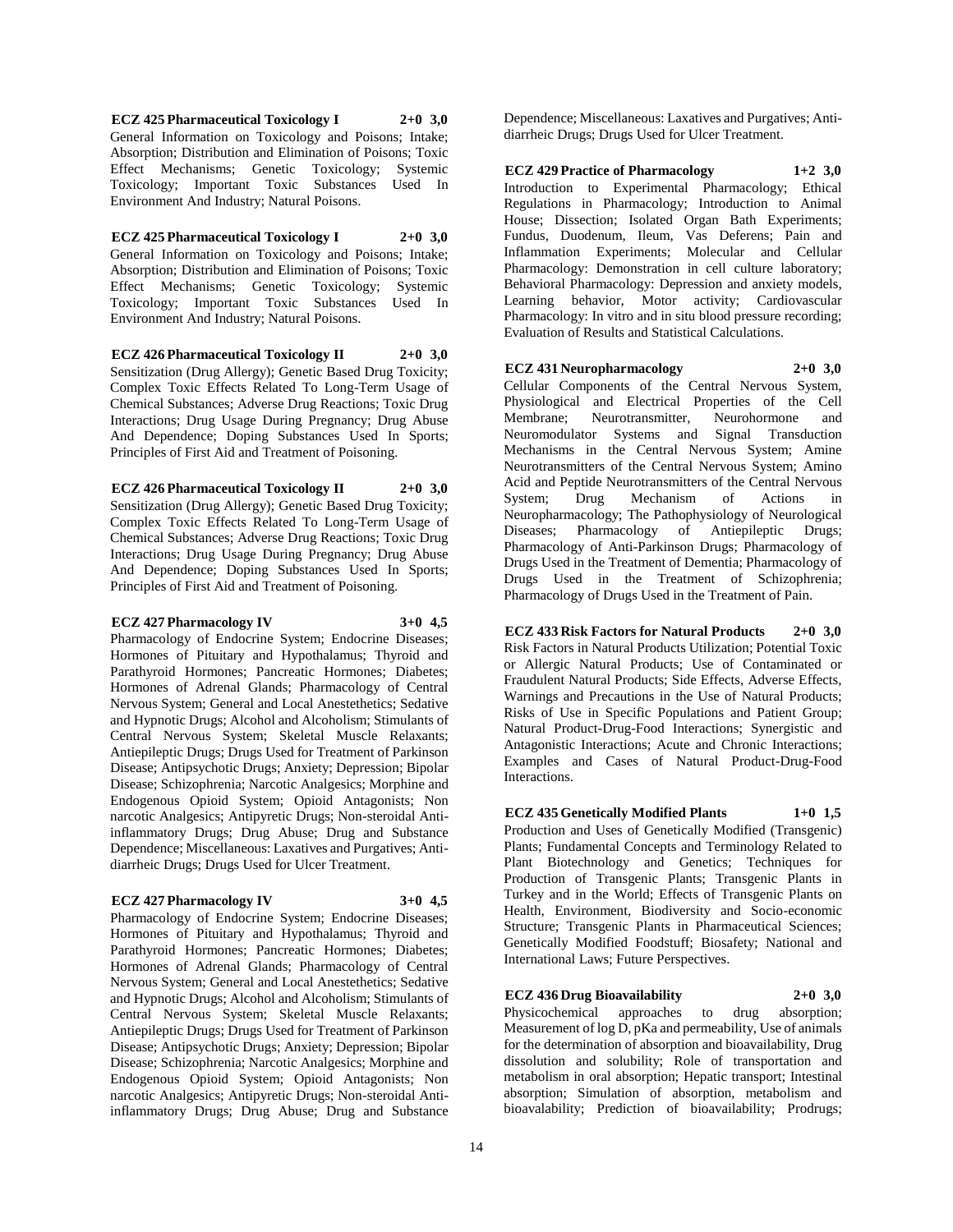**ECZ 425 Pharmaceutical Toxicology I 2+0 3,0**
General Information on Toxicology and Poisons; Intake; Absorption; Distribution and Elimination of Poisons; Toxic Effect Mechanisms; Genetic Toxicology; Systemic Toxicology; Important Toxic Substances Used In Environment And Industry; Natural Poisons.

**ECZ 425 Pharmaceutical Toxicology I 2+0 3,0**
General Information on Toxicology and Poisons; Intake; Absorption; Distribution and Elimination of Poisons; Toxic Effect Mechanisms; Genetic Toxicology; Systemic Toxicology; Important Toxic Substances Used In Environment And Industry; Natural Poisons.

**ECZ 426 Pharmaceutical Toxicology II 2+0 3,0**
Sensitization (Drug Allergy); Genetic Based Drug Toxicity; Complex Toxic Effects Related To Long-Term Usage of Chemical Substances; Adverse Drug Reactions; Toxic Drug Interactions; Drug Usage During Pregnancy; Drug Abuse And Dependence; Doping Substances Used In Sports; Principles of First Aid and Treatment of Poisoning.

**ECZ 426 Pharmaceutical Toxicology II 2+0 3,0**
Sensitization (Drug Allergy); Genetic Based Drug Toxicity; Complex Toxic Effects Related To Long-Term Usage of Chemical Substances; Adverse Drug Reactions; Toxic Drug Interactions; Drug Usage During Pregnancy; Drug Abuse And Dependence; Doping Substances Used In Sports; Principles of First Aid and Treatment of Poisoning.

**ECZ 427 Pharmacology IV 3+0 4,5**
Pharmacology of Endocrine System; Endocrine Diseases; Hormones of Pituitary and Hypothalamus; Thyroid and Parathyroid Hormones; Pancreatic Hormones; Diabetes; Hormones of Adrenal Glands; Pharmacology of Central Nervous System; General and Local Anestethetics; Sedative and Hypnotic Drugs; Alcohol and Alcoholism; Stimulants of Central Nervous System; Skeletal Muscle Relaxants; Antiepileptic Drugs; Drugs Used for Treatment of Parkinson Disease; Antipsychotic Drugs; Anxiety; Depression; Bipolar Disease; Schizophrenia; Narcotic Analgesics; Morphine and Endogenous Opioid System; Opioid Antagonists; Non narcotic Analgesics; Antipyretic Drugs; Non-steroidal Anti-inflammatory Drugs; Drug Abuse; Drug and Substance Dependence; Miscellaneous: Laxatives and Purgatives; Anti-diarrheic Drugs; Drugs Used for Ulcer Treatment.

**ECZ 427 Pharmacology IV 3+0 4,5**
Pharmacology of Endocrine System; Endocrine Diseases; Hormones of Pituitary and Hypothalamus; Thyroid and Parathyroid Hormones; Pancreatic Hormones; Diabetes; Hormones of Adrenal Glands; Pharmacology of Central Nervous System; General and Local Anestethetics; Sedative and Hypnotic Drugs; Alcohol and Alcoholism; Stimulants of Central Nervous System; Skeletal Muscle Relaxants; Antiepileptic Drugs; Drugs Used for Treatment of Parkinson Disease; Antipsychotic Drugs; Anxiety; Depression; Bipolar Disease; Schizophrenia; Narcotic Analgesics; Morphine and Endogenous Opioid System; Opioid Antagonists; Non narcotic Analgesics; Antipyretic Drugs; Non-steroidal Anti-inflammatory Drugs; Drug Abuse; Drug and Substance Dependence; Miscellaneous: Laxatives and Purgatives; Anti-diarrheic Drugs; Drugs Used for Ulcer Treatment.

**ECZ 429 Practice of Pharmacology 1+2 3,0**
Introduction to Experimental Pharmacology; Ethical Regulations in Pharmacology; Introduction to Animal House; Dissection; Isolated Organ Bath Experiments; Fundus, Duodenum, Ileum, Vas Deferens; Pain and Inflammation Experiments; Molecular and Cellular Pharmacology: Demonstration in cell culture laboratory; Behavioral Pharmacology: Depression and anxiety models, Learning behavior, Motor activity; Cardiovascular Pharmacology: In vitro and in situ blood pressure recording; Evaluation of Results and Statistical Calculations.

**ECZ 431 Neuropharmacology 2+0 3,0**
Cellular Components of the Central Nervous System, Physiological and Electrical Properties of the Cell Membrane; Neurotransmitter, Neurohormone and Neuromodulator Systems and Signal Transduction Mechanisms in the Central Nervous System; Amine Neurotransmitters of the Central Nervous System; Amino Acid and Peptide Neurotransmitters of the Central Nervous System; Drug Mechanism of Actions in Neuropharmacology; The Pathophysiology of Neurological Diseases; Pharmacology of Antiepileptic Drugs; Pharmacology of Anti-Parkinson Drugs; Pharmacology of Drugs Used in the Treatment of Dementia; Pharmacology of Drugs Used in the Treatment of Schizophrenia; Pharmacology of Drugs Used in the Treatment of Pain.

**ECZ 433 Risk Factors for Natural Products 2+0 3,0**
Risk Factors in Natural Products Utilization; Potential Toxic or Allergic Natural Products; Use of Contaminated or Fraudulent Natural Products; Side Effects, Adverse Effects, Warnings and Precautions in the Use of Natural Products; Risks of Use in Specific Populations and Patient Group; Natural Product-Drug-Food Interactions; Synergistic and Antagonistic Interactions; Acute and Chronic Interactions; Examples and Cases of Natural Product-Drug-Food Interactions.

**ECZ 435 Genetically Modified Plants 1+0 1,5**
Production and Uses of Genetically Modified (Transgenic) Plants; Fundamental Concepts and Terminology Related to Plant Biotechnology and Genetics; Techniques for Production of Transgenic Plants; Transgenic Plants in Turkey and in the World; Effects of Transgenic Plants on Health, Environment, Biodiversity and Socio-economic Structure; Transgenic Plants in Pharmaceutical Sciences; Genetically Modified Foodstuff; Biosafety; National and International Laws; Future Perspectives.

**ECZ 436 Drug Bioavailability 2+0 3,0**
Physicochemical approaches to drug absorption; Measurement of log D, pKa and permeability, Use of animals for the determination of absorption and bioavailability, Drug dissolution and solubility; Role of transportation and metabolism in oral absorption; Hepatic transport; Intestinal absorption; Simulation of absorption, metabolism and bioavalability; Prediction of bioavailability; Prodrugs;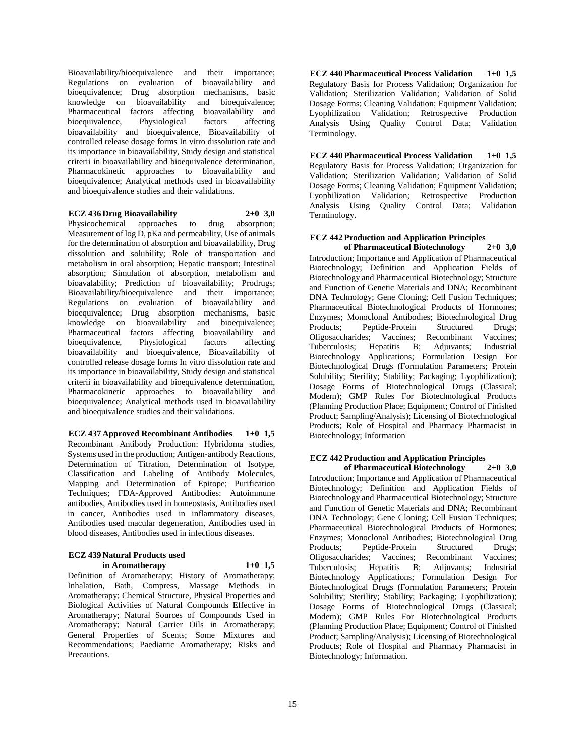Bioavailability/bioequivalence and their importance; Regulations on evaluation of bioavailability and bioequivalence; Drug absorption mechanisms, basic knowledge on bioavailability and bioequivalence; Pharmaceutical factors affecting bioavailability and bioequivalence, Physiological factors affecting bioavailability and bioequivalence, Bioavailability of controlled release dosage forms In vitro dissolution rate and its importance in bioavailability, Study design and statistical criterii in bioavailability and bioequivalence determination, Pharmacokinetic approaches to bioavailability and bioequivalence; Analytical methods used in bioavailability and bioequivalence studies and their validations.

**ECZ 436 Drug Bioavailability 2+0 3,0**

Physicochemical approaches to drug absorption; Measurement of log D, pKa and permeability, Use of animals for the determination of absorption and bioavailability, Drug dissolution and solubility; Role of transportation and metabolism in oral absorption; Hepatic transport; Intestinal absorption; Simulation of absorption, metabolism and bioavalability; Prediction of bioavailability; Prodrugs; Bioavailability/bioequivalence and their importance; Regulations on evaluation of bioavailability and bioequivalence; Drug absorption mechanisms, basic knowledge on bioavailability and bioequivalence; Pharmaceutical factors affecting bioavailability and bioequivalence, Physiological factors affecting bioavailability and bioequivalence, Bioavailability of controlled release dosage forms In vitro dissolution rate and its importance in bioavailability, Study design and statistical criterii in bioavailability and bioequivalence determination, Pharmacokinetic approaches to bioavailability and bioequivalence; Analytical methods used in bioavailability and bioequivalence studies and their validations.

**ECZ 437 Approved Recombinant Antibodies 1+0 1,5**

Recombinant Antibody Production: Hybridoma studies, Systems used in the production; Antigen-antibody Reactions, Determination of Titration, Determination of Isotype, Classification and Labeling of Antibody Molecules, Mapping and Determination of Epitope; Purification Techniques; FDA-Approved Antibodies: Autoimmune antibodies, Antibodies used in homeostasis, Antibodies used in cancer, Antibodies used in inflammatory diseases, Antibodies used macular degeneration, Antibodies used in blood diseases, Antibodies used in infectious diseases.

**ECZ 439 Natural Products used in Aromatherapy 1+0 1,5**

Definition of Aromatherapy; History of Aromatherapy; Inhalation, Bath, Compress, Massage Methods in Aromatherapy; Chemical Structure, Physical Properties and Biological Activities of Natural Compounds Effective in Aromatherapy; Natural Sources of Compounds Used in Aromatherapy; Natural Carrier Oils in Aromatherapy; General Properties of Scents; Some Mixtures and Recommendations; Paediatric Aromatherapy; Risks and Precautions.

**ECZ 440 Pharmaceutical Process Validation 1+0 1,5**

Regulatory Basis for Process Validation; Organization for Validation; Sterilization Validation; Validation of Solid Dosage Forms; Cleaning Validation; Equipment Validation; Lyophilization Validation; Retrospective Production Analysis Using Quality Control Data; Validation Terminology.

**ECZ 440 Pharmaceutical Process Validation 1+0 1,5**

Regulatory Basis for Process Validation; Organization for Validation; Sterilization Validation; Validation of Solid Dosage Forms; Cleaning Validation; Equipment Validation; Lyophilization Validation; Retrospective Production Analysis Using Quality Control Data; Validation Terminology.

**ECZ 442 Production and Application Principles of Pharmaceutical Biotechnology 2+0 3,0**

Introduction; Importance and Application of Pharmaceutical Biotechnology; Definition and Application Fields of Biotechnology and Pharmaceutical Biotechnology; Structure and Function of Genetic Materials and DNA; Recombinant DNA Technology; Gene Cloning; Cell Fusion Techniques; Pharmaceutical Biotechnological Products of Hormones; Enzymes; Monoclonal Antibodies; Biotechnological Drug Products; Peptide-Protein Structured Drugs; Oligosaccharides; Vaccines; Recombinant Vaccines; Tuberculosis; Hepatitis B; Adjuvants; Industrial Biotechnology Applications; Formulation Design For Biotechnological Drugs (Formulation Parameters; Protein Solubility; Sterility; Stability; Packaging; Lyophilization); Dosage Forms of Biotechnological Drugs (Classical; Modern); GMP Rules For Biotechnological Products (Planning Production Place; Equipment; Control of Finished Product; Sampling/Analysis); Licensing of Biotechnological Products; Role of Hospital and Pharmacy Pharmacist in Biotechnology; Information

**ECZ 442 Production and Application Principles of Pharmaceutical Biotechnology 2+0 3,0**

Introduction; Importance and Application of Pharmaceutical Biotechnology; Definition and Application Fields of Biotechnology and Pharmaceutical Biotechnology; Structure and Function of Genetic Materials and DNA; Recombinant DNA Technology; Gene Cloning; Cell Fusion Techniques; Pharmaceutical Biotechnological Products of Hormones; Enzymes; Monoclonal Antibodies; Biotechnological Drug Products; Peptide-Protein Structured Drugs; Oligosaccharides; Vaccines; Recombinant Vaccines; Tuberculosis; Hepatitis B; Adjuvants; Industrial Biotechnology Applications; Formulation Design For Biotechnological Drugs (Formulation Parameters; Protein Solubility; Sterility; Stability; Packaging; Lyophilization); Dosage Forms of Biotechnological Drugs (Classical; Modern); GMP Rules For Biotechnological Products (Planning Production Place; Equipment; Control of Finished Product; Sampling/Analysis); Licensing of Biotechnological Products; Role of Hospital and Pharmacy Pharmacist in Biotechnology; Information.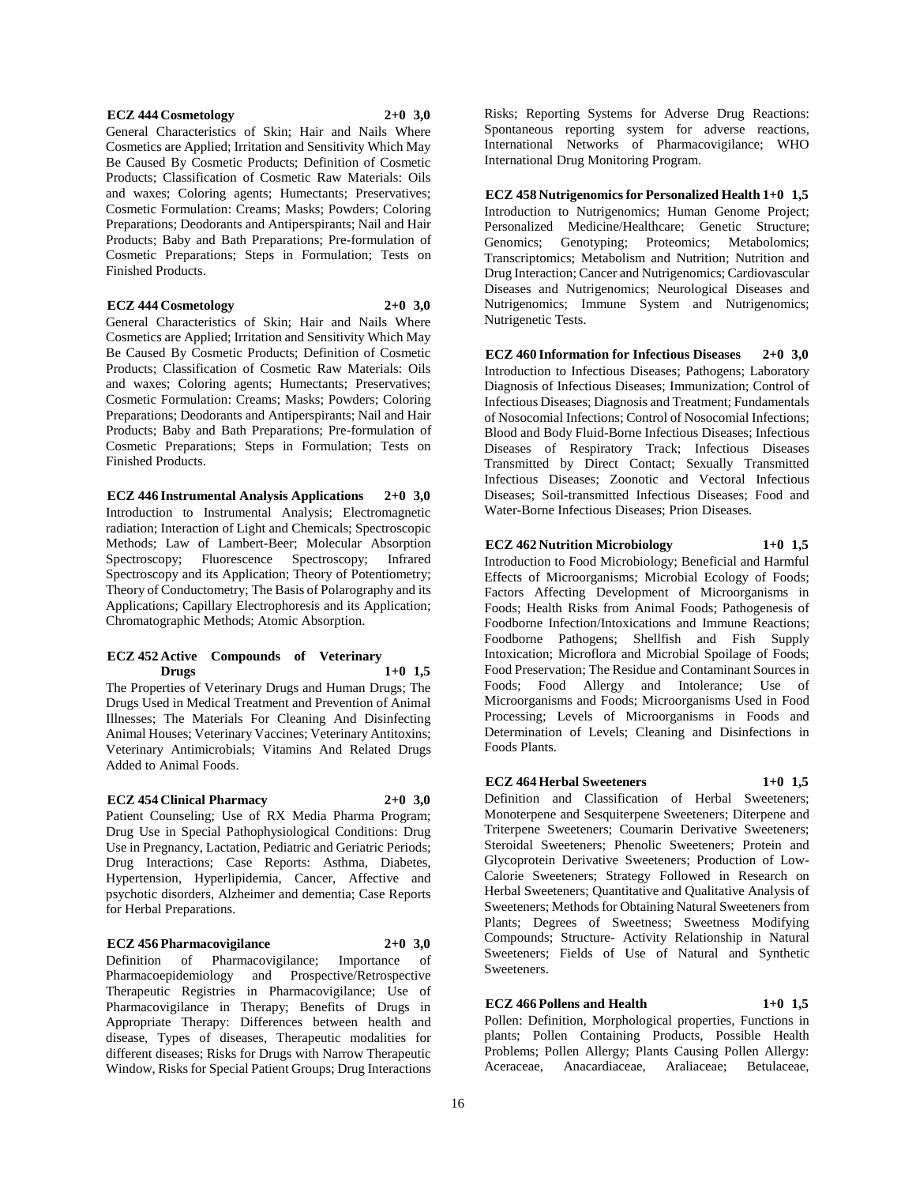**ECZ 444 Cosmetology 2+0 3,0**

General Characteristics of Skin; Hair and Nails Where Cosmetics are Applied; Irritation and Sensitivity Which May Be Caused By Cosmetic Products; Definition of Cosmetic Products; Classification of Cosmetic Raw Materials: Oils and waxes; Coloring agents; Humectants; Preservatives; Cosmetic Formulation: Creams; Masks; Powders; Coloring Preparations; Deodorants and Antiperspirants; Nail and Hair Products; Baby and Bath Preparations; Pre-formulation of Cosmetic Preparations; Steps in Formulation; Tests on Finished Products.

**ECZ 444 Cosmetology 2+0 3,0**

General Characteristics of Skin; Hair and Nails Where Cosmetics are Applied; Irritation and Sensitivity Which May Be Caused By Cosmetic Products; Definition of Cosmetic Products; Classification of Cosmetic Raw Materials: Oils and waxes; Coloring agents; Humectants; Preservatives; Cosmetic Formulation: Creams; Masks; Powders; Coloring Preparations; Deodorants and Antiperspirants; Nail and Hair Products; Baby and Bath Preparations; Pre-formulation of Cosmetic Preparations; Steps in Formulation; Tests on Finished Products.

**ECZ 446 Instrumental Analysis Applications 2+0 3,0**

Introduction to Instrumental Analysis; Electromagnetic radiation; Interaction of Light and Chemicals; Spectroscopic Methods; Law of Lambert-Beer; Molecular Absorption Spectroscopy; Fluorescence Spectroscopy; Infrared Spectroscopy and its Application; Theory of Potentiometry; Theory of Conductometry; The Basis of Polarography and its Applications; Capillary Electrophoresis and its Application; Chromatographic Methods; Atomic Absorption.

**ECZ 452 Active Compounds of Veterinary Drugs 1+0 1,5**

The Properties of Veterinary Drugs and Human Drugs; The Drugs Used in Medical Treatment and Prevention of Animal Illnesses; The Materials For Cleaning And Disinfecting Animal Houses; Veterinary Vaccines; Veterinary Antitoxins; Veterinary Antimicrobials; Vitamins And Related Drugs Added to Animal Foods.

**ECZ 454 Clinical Pharmacy 2+0 3,0**

Patient Counseling; Use of RX Media Pharma Program; Drug Use in Special Pathophysiological Conditions: Drug Use in Pregnancy, Lactation, Pediatric and Geriatric Periods; Drug Interactions; Case Reports: Asthma, Diabetes, Hypertension, Hyperlipidemia, Cancer, Affective and psychotic disorders, Alzheimer and dementia; Case Reports for Herbal Preparations.

**ECZ 456 Pharmacovigilance 2+0 3,0**

Definition of Pharmacovigilance; Importance of Pharmacoepidemiology and Prospective/Retrospective Therapeutic Registries in Pharmacovigilance; Use of Pharmacovigilance in Therapy; Benefits of Drugs in Appropriate Therapy: Differences between health and disease, Types of diseases, Therapeutic modalities for different diseases; Risks for Drugs with Narrow Therapeutic Window, Risks for Special Patient Groups; Drug Interactions Risks; Reporting Systems for Adverse Drug Reactions: Spontaneous reporting system for adverse reactions, International Networks of Pharmacovigilance; WHO International Drug Monitoring Program.

**ECZ 458 Nutrigenomics for Personalized Health 1+0 1,5**

Introduction to Nutrigenomics; Human Genome Project; Personalized Medicine/Healthcare; Genetic Structure; Genomics; Genotyping; Proteomics; Metabolomics; Transcriptomics; Metabolism and Nutrition; Nutrition and Drug Interaction; Cancer and Nutrigenomics; Cardiovascular Diseases and Nutrigenomics; Neurological Diseases and Nutrigenomics; Immune System and Nutrigenomics; Nutrigenetic Tests.

**ECZ 460 Information for Infectious Diseases 2+0 3,0**

Introduction to Infectious Diseases; Pathogens; Laboratory Diagnosis of Infectious Diseases; Immunization; Control of Infectious Diseases; Diagnosis and Treatment; Fundamentals of Nosocomial Infections; Control of Nosocomial Infections; Blood and Body Fluid-Borne Infectious Diseases; Infectious Diseases of Respiratory Track; Infectious Diseases Transmitted by Direct Contact; Sexually Transmitted Infectious Diseases; Zoonotic and Vectoral Infectious Diseases; Soil-transmitted Infectious Diseases; Food and Water-Borne Infectious Diseases; Prion Diseases.

**ECZ 462 Nutrition Microbiology 1+0 1,5**

Introduction to Food Microbiology; Beneficial and Harmful Effects of Microorganisms; Microbial Ecology of Foods; Factors Affecting Development of Microorganisms in Foods; Health Risks from Animal Foods; Pathogenesis of Foodborne Infection/Intoxications and Immune Reactions; Foodborne Pathogens; Shellfish and Fish Supply Intoxication; Microflora and Microbial Spoilage of Foods; Food Preservation; The Residue and Contaminant Sources in Foods; Food Allergy and Intolerance; Use of Microorganisms and Foods; Microorganisms Used in Food Processing; Levels of Microorganisms in Foods and Determination of Levels; Cleaning and Disinfections in Foods Plants.

**ECZ 464 Herbal Sweeteners 1+0 1,5**

Definition and Classification of Herbal Sweeteners; Monoterpene and Sesquiterpene Sweeteners; Diterpene and Triterpene Sweeteners; Coumarin Derivative Sweeteners; Steroidal Sweeteners; Phenolic Sweeteners; Protein and Glycoprotein Derivative Sweeteners; Production of Low-Calorie Sweeteners; Strategy Followed in Research on Herbal Sweeteners; Quantitative and Qualitative Analysis of Sweeteners; Methods for Obtaining Natural Sweeteners from Plants; Degrees of Sweetness; Sweetness Modifying Compounds; Structure- Activity Relationship in Natural Sweeteners; Fields of Use of Natural and Synthetic Sweeteners.

**ECZ 466 Pollens and Health 1+0 1,5**

Pollen: Definition, Morphological properties, Functions in plants; Pollen Containing Products, Possible Health Problems; Pollen Allergy; Plants Causing Pollen Allergy: Aceraceae, Anacardiaceae, Araliaceae; Betulaceae,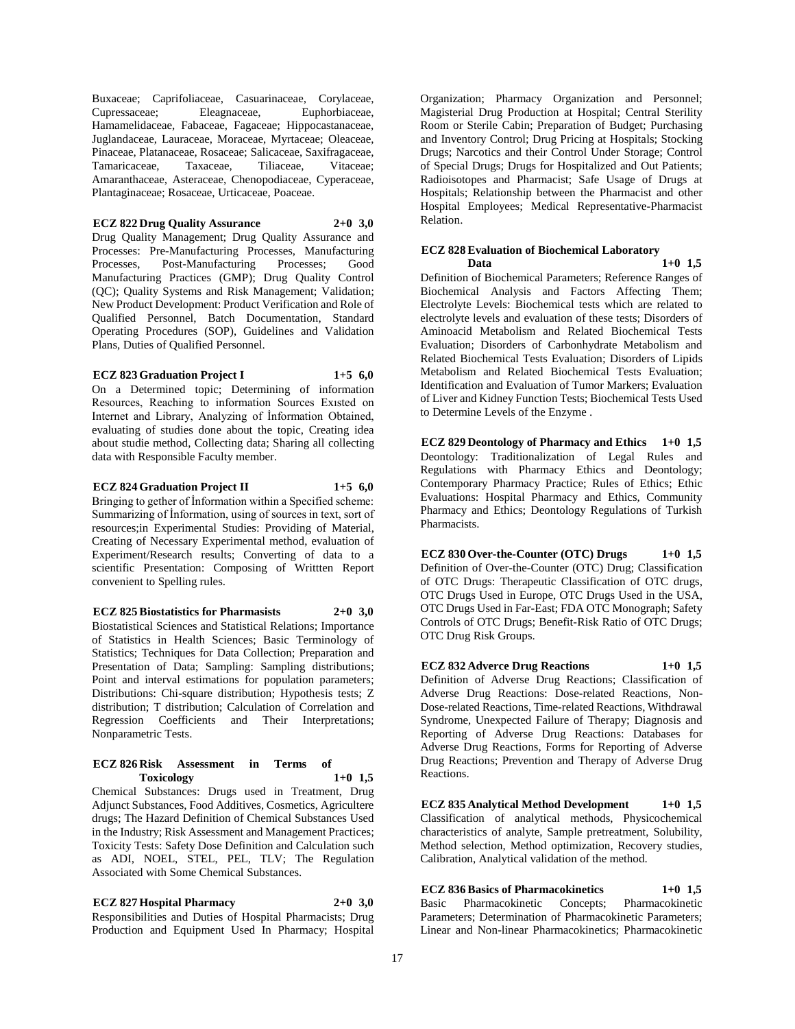Buxaceae; Caprifoliaceae, Casuarinaceae, Corylaceae, Cupressaceae; Eleagnaceae, Euphorbiaceae, Hamamelidaceae, Fabaceae, Fagaceae; Hippocastanaceae, Juglandaceae, Lauraceae, Moraceae, Myrtaceae; Oleaceae, Pinaceae, Platanaceae, Rosaceae; Salicaceae, Saxifragaceae, Tamaricaceae, Taxaceae, Tiliaceae, Vitaceae; Amaranthaceae, Asteraceae, Chenopodiaceae, Cyperaceae, Plantaginaceae; Rosaceae, Urticaceae, Poaceae.

**ECZ 822 Drug Quality Assurance 2+0 3,0**

Drug Quality Management; Drug Quality Assurance and Processes: Pre-Manufacturing Processes, Manufacturing Processes, Post-Manufacturing Processes; Good Manufacturing Practices (GMP); Drug Quality Control (QC); Quality Systems and Risk Management; Validation; New Product Development: Product Verification and Role of Qualified Personnel, Batch Documentation, Standard Operating Procedures (SOP), Guidelines and Validation Plans, Duties of Qualified Personnel.

**ECZ 823 Graduation Project I 1+5 6,0**

On a Determined topic; Determining of information Resources, Reaching to information Sources Exısted on Internet and Library, Analyzing of İnformation Obtained, evaluating of studies done about the topic, Creating idea about studie method, Collecting data; Sharing all collecting data with Responsible Faculty member.

**ECZ 824 Graduation Project II 1+5 6,0**

Bringing to gether of İnformation within a Specified scheme: Summarizing of İnformation, using of sources in text, sort of resources;in Experimental Studies: Providing of Material, Creating of Necessary Experimental method, evaluation of Experiment/Research results; Converting of data to a scientific Presentation: Composing of Writtten Report convenient to Spelling rules.

**ECZ 825 Biostatistics for Pharmasists 2+0 3,0**

Biostatistical Sciences and Statistical Relations; Importance of Statistics in Health Sciences; Basic Terminology of Statistics; Techniques for Data Collection; Preparation and Presentation of Data; Sampling: Sampling distributions; Point and interval estimations for population parameters; Distributions: Chi-square distribution; Hypothesis tests; Z distribution; T distribution; Calculation of Correlation and Regression Coefficients and Their Interpretations; Nonparametric Tests.

**ECZ 826 Risk Assessment in Terms of Toxicology 1+0 1,5**

Chemical Substances: Drugs used in Treatment, Drug Adjunct Substances, Food Additives, Cosmetics, Agricultere drugs; The Hazard Definition of Chemical Substances Used in the Industry; Risk Assessment and Management Practices; Toxicity Tests: Safety Dose Definition and Calculation such as ADI, NOEL, STEL, PEL, TLV; The Regulation Associated with Some Chemical Substances.

**ECZ 827 Hospital Pharmacy 2+0 3,0**

Responsibilities and Duties of Hospital Pharmacists; Drug Production and Equipment Used In Pharmacy; Hospital Organization; Pharmacy Organization and Personnel; Magisterial Drug Production at Hospital; Central Sterility Room or Sterile Cabin; Preparation of Budget; Purchasing and Inventory Control; Drug Pricing at Hospitals; Stocking Drugs; Narcotics and their Control Under Storage; Control of Special Drugs; Drugs for Hospitalized and Out Patients; Radioisotopes and Pharmacist; Safe Usage of Drugs at Hospitals; Relationship between the Pharmacist and other Hospital Employees; Medical Representative-Pharmacist Relation.

**ECZ 828 Evaluation of Biochemical Laboratory Data 1+0 1,5**

Definition of Biochemical Parameters; Reference Ranges of Biochemical Analysis and Factors Affecting Them; Electrolyte Levels: Biochemical tests which are related to electrolyte levels and evaluation of these tests; Disorders of Aminoacid Metabolism and Related Biochemical Tests Evaluation; Disorders of Carbonhydrate Metabolism and Related Biochemical Tests Evaluation; Disorders of Lipids Metabolism and Related Biochemical Tests Evaluation; Identification and Evaluation of Tumor Markers; Evaluation of Liver and Kidney Function Tests; Biochemical Tests Used to Determine Levels of the Enzyme .

**ECZ 829 Deontology of Pharmacy and Ethics 1+0 1,5**

Deontology: Traditionalization of Legal Rules and Regulations with Pharmacy Ethics and Deontology; Contemporary Pharmacy Practice; Rules of Ethics; Ethic Evaluations: Hospital Pharmacy and Ethics, Community Pharmacy and Ethics; Deontology Regulations of Turkish Pharmacists.

**ECZ 830 Over-the-Counter (OTC) Drugs 1+0 1,5**

Definition of Over-the-Counter (OTC) Drug; Classification of OTC Drugs: Therapeutic Classification of OTC drugs, OTC Drugs Used in Europe, OTC Drugs Used in the USA, OTC Drugs Used in Far-East; FDA OTC Monograph; Safety Controls of OTC Drugs; Benefit-Risk Ratio of OTC Drugs; OTC Drug Risk Groups.

**ECZ 832 Adverce Drug Reactions 1+0 1,5**

Definition of Adverse Drug Reactions; Classification of Adverse Drug Reactions: Dose-related Reactions, Non-Dose-related Reactions, Time-related Reactions, Withdrawal Syndrome, Unexpected Failure of Therapy; Diagnosis and Reporting of Adverse Drug Reactions: Databases for Adverse Drug Reactions, Forms for Reporting of Adverse Drug Reactions; Prevention and Therapy of Adverse Drug Reactions.

**ECZ 835 Analytical Method Development 1+0 1,5**

Classification of analytical methods, Physicochemical characteristics of analyte, Sample pretreatment, Solubility, Method selection, Method optimization, Recovery studies, Calibration, Analytical validation of the method.

**ECZ 836 Basics of Pharmacokinetics 1+0 1,5**

Basic Pharmacokinetic Concepts; Pharmacokinetic Parameters; Determination of Pharmacokinetic Parameters; Linear and Non-linear Pharmacokinetics; Pharmacokinetic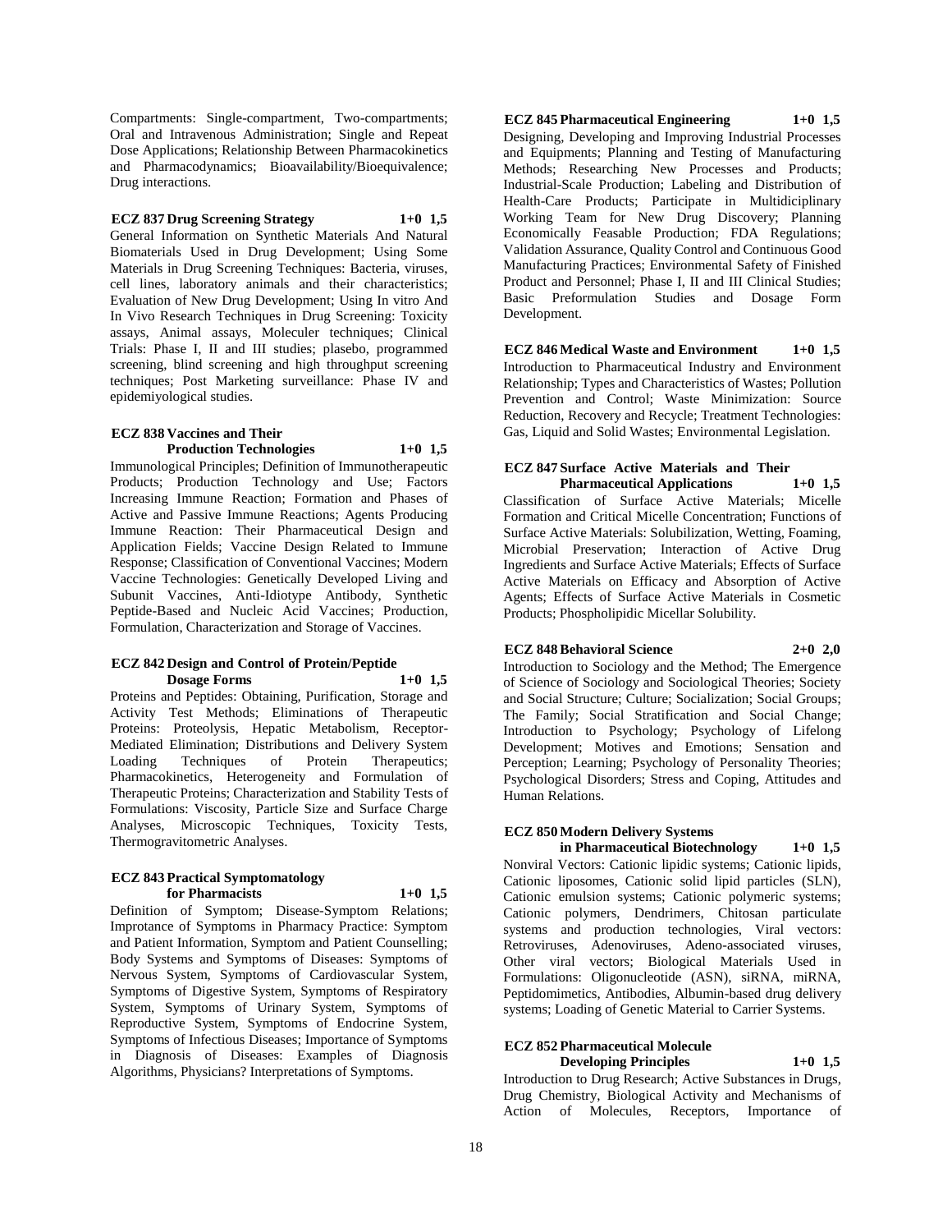Compartments: Single-compartment, Two-compartments; Oral and Intravenous Administration; Single and Repeat Dose Applications; Relationship Between Pharmacokinetics and Pharmacodynamics; Bioavailability/Bioequivalence; Drug interactions.

**ECZ 837 Drug Screening Strategy 1+0 1,5**

General Information on Synthetic Materials And Natural Biomaterials Used in Drug Development; Using Some Materials in Drug Screening Techniques: Bacteria, viruses, cell lines, laboratory animals and their characteristics; Evaluation of New Drug Development; Using In vitro And In Vivo Research Techniques in Drug Screening: Toxicity assays, Animal assays, Moleculer techniques; Clinical Trials: Phase I, II and III studies; plasebo, programmed screening, blind screening and high throughput screening techniques; Post Marketing surveillance: Phase IV and epidemiyological studies.

**ECZ 838 Vaccines and Their Production Technologies 1+0 1,5**

Immunological Principles; Definition of Immunotherapeutic Products; Production Technology and Use; Factors Increasing Immune Reaction; Formation and Phases of Active and Passive Immune Reactions; Agents Producing Immune Reaction: Their Pharmaceutical Design and Application Fields; Vaccine Design Related to Immune Response; Classification of Conventional Vaccines; Modern Vaccine Technologies: Genetically Developed Living and Subunit Vaccines, Anti-Idiotype Antibody, Synthetic Peptide-Based and Nucleic Acid Vaccines; Production, Formulation, Characterization and Storage of Vaccines.

**ECZ 842 Design and Control of Protein/Peptide Dosage Forms 1+0 1,5**

Proteins and Peptides: Obtaining, Purification, Storage and Activity Test Methods; Eliminations of Therapeutic Proteins: Proteolysis, Hepatic Metabolism, Receptor-Mediated Elimination; Distributions and Delivery System Loading Techniques of Protein Therapeutics; Pharmacokinetics, Heterogeneity and Formulation of Therapeutic Proteins; Characterization and Stability Tests of Formulations: Viscosity, Particle Size and Surface Charge Analyses, Microscopic Techniques, Toxicity Tests, Thermogravitometric Analyses.

**ECZ 843 Practical Symptomatology for Pharmacists 1+0 1,5**

Definition of Symptom; Disease-Symptom Relations; Improtance of Symptoms in Pharmacy Practice: Symptom and Patient Information, Symptom and Patient Counselling; Body Systems and Symptoms of Diseases: Symptoms of Nervous System, Symptoms of Cardiovascular System, Symptoms of Digestive System, Symptoms of Respiratory System, Symptoms of Urinary System, Symptoms of Reproductive System, Symptoms of Endocrine System, Symptoms of Infectious Diseases; Importance of Symptoms in Diagnosis of Diseases: Examples of Diagnosis Algorithms, Physicians? Interpretations of Symptoms.

**ECZ 845 Pharmaceutical Engineering 1+0 1,5**

Designing, Developing and Improving Industrial Processes and Equipments; Planning and Testing of Manufacturing Methods; Researching New Processes and Products; Industrial-Scale Production; Labeling and Distribution of Health-Care Products; Participate in Multidiciplinary Working Team for New Drug Discovery; Planning Economically Feasable Production; FDA Regulations; Validation Assurance, Quality Control and Continuous Good Manufacturing Practices; Environmental Safety of Finished Product and Personnel; Phase I, II and III Clinical Studies; Basic Preformulation Studies and Dosage Form Development.

**ECZ 846 Medical Waste and Environment 1+0 1,5**

Introduction to Pharmaceutical Industry and Environment Relationship; Types and Characteristics of Wastes; Pollution Prevention and Control; Waste Minimization: Source Reduction, Recovery and Recycle; Treatment Technologies: Gas, Liquid and Solid Wastes; Environmental Legislation.

**ECZ 847 Surface Active Materials and Their Pharmaceutical Applications 1+0 1,5**

Classification of Surface Active Materials; Micelle Formation and Critical Micelle Concentration; Functions of Surface Active Materials: Solubilization, Wetting, Foaming, Microbial Preservation; Interaction of Active Drug Ingredients and Surface Active Materials; Effects of Surface Active Materials on Efficacy and Absorption of Active Agents; Effects of Surface Active Materials in Cosmetic Products; Phospholipidic Micellar Solubility.

**ECZ 848 Behavioral Science 2+0 2,0**

Introduction to Sociology and the Method; The Emergence of Science of Sociology and Sociological Theories; Society and Social Structure; Culture; Socialization; Social Groups; The Family; Social Stratification and Social Change; Introduction to Psychology; Psychology of Lifelong Development; Motives and Emotions; Sensation and Perception; Learning; Psychology of Personality Theories; Psychological Disorders; Stress and Coping, Attitudes and Human Relations.

**ECZ 850 Modern Delivery Systems in Pharmaceutical Biotechnology 1+0 1,5**

Nonviral Vectors: Cationic lipidic systems; Cationic lipids, Cationic liposomes, Cationic solid lipid particles (SLN), Cationic emulsion systems; Cationic polymeric systems; Cationic polymers, Dendrimers, Chitosan particulate systems and production technologies, Viral vectors: Retroviruses, Adenoviruses, Adeno-associated viruses, Other viral vectors; Biological Materials Used in Formulations: Oligonucleotide (ASN), siRNA, miRNA, Peptidomimetics, Antibodies, Albumin-based drug delivery systems; Loading of Genetic Material to Carrier Systems.

**ECZ 852 Pharmaceutical Molecule Developing Principles 1+0 1,5**

Introduction to Drug Research; Active Substances in Drugs, Drug Chemistry, Biological Activity and Mechanisms of Action of Molecules, Receptors, Importance of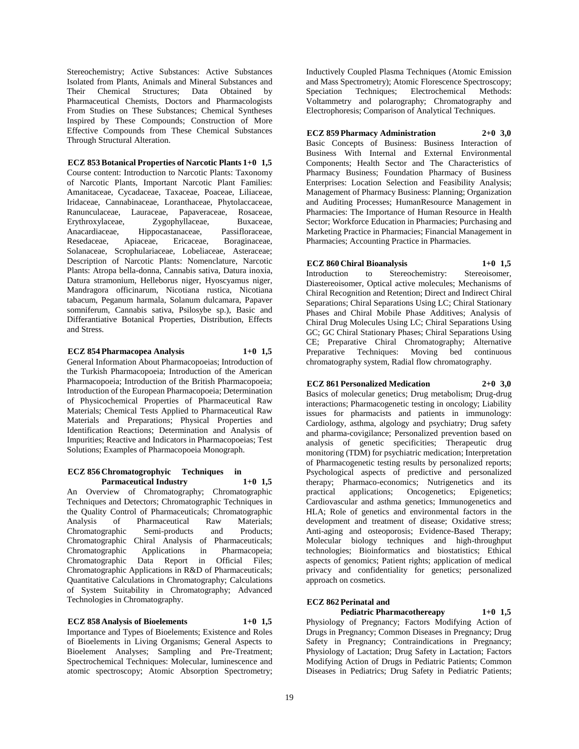Stereochemistry; Active Substances: Active Substances Isolated from Plants, Animals and Mineral Substances and Their Chemical Structures; Data Obtained by Pharmaceutical Chemists, Doctors and Pharmacologists From Studies on These Substances; Chemical Syntheses Inspired by These Compounds; Construction of More Effective Compounds from These Chemical Substances Through Structural Alteration.

**ECZ 853 Botanical Properties of Narcotic Plants 1+0 1,5**

Course content: Introduction to Narcotic Plants: Taxonomy of Narcotic Plants, Important Narcotic Plant Families: Amanitaceae, Cycadaceae, Taxaceae, Poaceae, Liliaceae, Iridaceae, Cannabinaceae, Loranthaceae, Phytolaccaceae, Ranunculaceae, Lauraceae, Papaveraceae, Rosaceae, Erythroxylaceae, Zygophyllaceae, Buxaceae, Anacardiaceae, Hippocastanaceae, Passifloraceae, Resedaceae, Apiaceae, Ericaceae, Boraginaceae, Solanaceae, Scrophulariaceae, Lobeliaceae, Asteraceae; Description of Narcotic Plants: Nomenclature, Narcotic Plants: Atropa bella-donna, Cannabis sativa, Datura inoxia, Datura stramonium, Helleborus niger, Hyoscyamus niger, Mandragora officinarum, Nicotiana rustica, Nicotiana tabacum, Peganum harmala, Solanum dulcamara, Papaver somniferum, Cannabis sativa, Psilosybe sp.), Basic and Differantiative Botanical Properties, Distribution, Effects and Stress.

**ECZ 854 Pharmacopea Analysis 1+0 1,5**

General Information About Pharmacopoeias; Introduction of the Turkish Pharmacopoeia; Introduction of the American Pharmacopoeia; Introduction of the British Pharmacopoeia; Introduction of the European Pharmacopoeia; Determination of Physicochemical Properties of Pharmaceutical Raw Materials; Chemical Tests Applied to Pharmaceutical Raw Materials and Preparations; Physical Properties and Identification Reactions; Determination and Analysis of Impurities; Reactive and Indicators in Pharmacopoeias; Test Solutions; Examples of Pharmacopoeia Monograph.

**ECZ 856 Chromatogrophyic Techniques in Parmaceutical Industry 1+0 1,5**

An Overview of Chromatography; Chromatographic Techniques and Detectors; Chromatographic Techniques in the Quality Control of Pharmaceuticals; Chromatographic Analysis of Pharmaceutical Raw Materials; Chromatographic Semi-products and Products; Chromatographic Chiral Analysis of Pharmaceuticals; Chromatographic Applications in Pharmacopeia; Chromatographic Data Report in Official Files; Chromatographic Applications in R&D of Pharmaceuticals; Quantitative Calculations in Chromatography; Calculations of System Suitability in Chromatography; Advanced Technologies in Chromatography.

**ECZ 858 Analysis of Bioelements 1+0 1,5**

Importance and Types of Bioelements; Existence and Roles of Bioelements in Living Organisms; General Aspects to Bioelement Analyses; Sampling and Pre-Treatment; Spectrochemical Techniques: Molecular, luminescence and atomic spectroscopy; Atomic Absorption Spectrometry; Inductively Coupled Plasma Techniques (Atomic Emission and Mass Spectrometry); Atomic Florescence Spectroscopy; Speciation Techniques; Electrochemical Methods: Voltammetry and polarography; Chromatography and Electrophoresis; Comparison of Analytical Techniques.

**ECZ 859 Pharmacy Administration 2+0 3,0**

Basic Concepts of Business: Business Interaction of Business With Internal and External Environmental Components; Health Sector and The Characteristics of Pharmacy Business; Foundation Pharmacy of Business Enterprises: Location Selection and Feasibility Analysis; Management of Pharmacy Business: Planning; Organization and Auditing Processes; HumanResource Management in Pharmacies: The Importance of Human Resource in Health Sector; Workforce Education in Pharmacies; Purchasing and Marketing Practice in Pharmacies; Financial Management in Pharmacies; Accounting Practice in Pharmacies.

**ECZ 860 Chiral Bioanalysis 1+0 1,5**

Introduction to Stereochemistry: Stereoisomer, Diastereoisomer, Optical active molecules; Mechanisms of Chiral Recognition and Retention; Direct and Indirect Chiral Separations; Chiral Separations Using LC; Chiral Stationary Phases and Chiral Mobile Phase Additives; Analysis of Chiral Drug Molecules Using LC; Chiral Separations Using GC; GC Chiral Stationary Phases; Chiral Separations Using CE; Preparative Chiral Chromatography; Alternative Preparative Techniques: Moving bed continuous chromatography system, Radial flow chromatography.

**ECZ 861 Personalized Medication 2+0 3,0**

Basics of molecular genetics; Drug metabolism; Drug-drug interactions; Pharmacogenetic testing in oncology; Liability issues for pharmacists and patients in immunology: Cardiology, asthma, algology and psychiatry; Drug safety and pharma-covigilance; Personalized prevention based on analysis of genetic specificities; Therapeutic drug monitoring (TDM) for psychiatric medication; Interpretation of Pharmacogenetic testing results by personalized reports; Psychological aspects of predictive and personalized therapy; Pharmaco-economics; Nutrigenetics and its practical applications; Oncogenetics; Epigenetics; Cardiovascular and asthma genetics; Immunogenetics and HLA; Role of genetics and environmental factors in the development and treatment of disease; Oxidative stress; Anti-aging and osteoporosis; Evidence-Based Therapy; Molecular biology techniques and high-throughput technologies; Bioinformatics and biostatistics; Ethical aspects of genomics; Patient rights; application of medical privacy and confidentiality for genetics; personalized approach on cosmetics.

**ECZ 862 Perinatal and Pediatric Pharmacothereapy 1+0 1,5**

Physiology of Pregnancy; Factors Modifying Action of Drugs in Pregnancy; Common Diseases in Pregnancy; Drug Safety in Pregnancy; Contraindications in Pregnancy; Physiology of Lactation; Drug Safety in Lactation; Factors Modifying Action of Drugs in Pediatric Patients; Common Diseases in Pediatrics; Drug Safety in Pediatric Patients;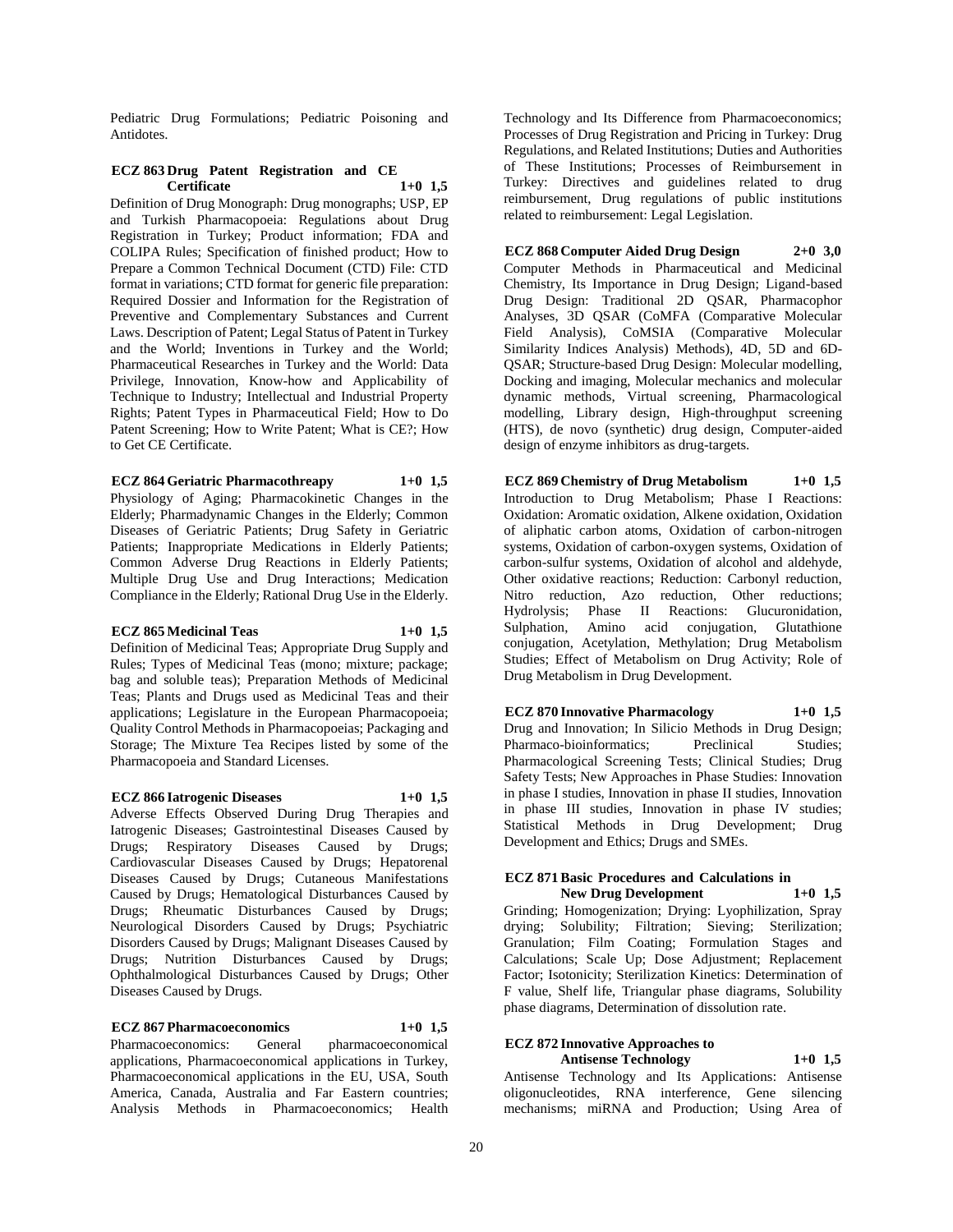Pediatric Drug Formulations; Pediatric Poisoning and Antidotes.

**ECZ 863 Drug Patent Registration and CE Certificate 1+0 1,5**

Definition of Drug Monograph: Drug monographs; USP, EP and Turkish Pharmacopoeia: Regulations about Drug Registration in Turkey; Product information; FDA and COLIPA Rules; Specification of finished product; How to Prepare a Common Technical Document (CTD) File: CTD format in variations; CTD format for generic file preparation: Required Dossier and Information for the Registration of Preventive and Complementary Substances and Current Laws. Description of Patent; Legal Status of Patent in Turkey and the World; Inventions in Turkey and the World; Pharmaceutical Researches in Turkey and the World: Data Privilege, Innovation, Know-how and Applicability of Technique to Industry; Intellectual and Industrial Property Rights; Patent Types in Pharmaceutical Field; How to Do Patent Screening; How to Write Patent; What is CE?; How to Get CE Certificate.

**ECZ 864 Geriatric Pharmacothreapy 1+0 1,5**

Physiology of Aging; Pharmacokinetic Changes in the Elderly; Pharmadynamic Changes in the Elderly; Common Diseases of Geriatric Patients; Drug Safety in Geriatric Patients; Inappropriate Medications in Elderly Patients; Common Adverse Drug Reactions in Elderly Patients; Multiple Drug Use and Drug Interactions; Medication Compliance in the Elderly; Rational Drug Use in the Elderly.

**ECZ 865 Medicinal Teas 1+0 1,5**

Definition of Medicinal Teas; Appropriate Drug Supply and Rules; Types of Medicinal Teas (mono; mixture; package; bag and soluble teas); Preparation Methods of Medicinal Teas; Plants and Drugs used as Medicinal Teas and their applications; Legislature in the European Pharmacopoeia; Quality Control Methods in Pharmacopoeias; Packaging and Storage; The Mixture Tea Recipes listed by some of the Pharmacopoeia and Standard Licenses.

**ECZ 866 Iatrogenic Diseases 1+0 1,5**

Adverse Effects Observed During Drug Therapies and Iatrogenic Diseases; Gastrointestinal Diseases Caused by Drugs; Respiratory Diseases Caused by Drugs; Cardiovascular Diseases Caused by Drugs; Hepatorenal Diseases Caused by Drugs; Cutaneous Manifestations Caused by Drugs; Hematological Disturbances Caused by Drugs; Rheumatic Disturbances Caused by Drugs; Neurological Disorders Caused by Drugs; Psychiatric Disorders Caused by Drugs; Malignant Diseases Caused by Drugs; Nutrition Disturbances Caused by Drugs; Ophthalmological Disturbances Caused by Drugs; Other Diseases Caused by Drugs.

**ECZ 867 Pharmacoeconomics 1+0 1,5**

Pharmacoeconomics: General pharmacoeconomical applications, Pharmacoeconomical applications in Turkey, Pharmacoeconomical applications in the EU, USA, South America, Canada, Australia and Far Eastern countries; Analysis Methods in Pharmacoeconomics; Health Technology and Its Difference from Pharmacoeconomics; Processes of Drug Registration and Pricing in Turkey: Drug Regulations, and Related Institutions; Duties and Authorities of These Institutions; Processes of Reimbursement in Turkey: Directives and guidelines related to drug reimbursement, Drug regulations of public institutions related to reimbursement: Legal Legislation.

**ECZ 868 Computer Aided Drug Design 2+0 3,0**

Computer Methods in Pharmaceutical and Medicinal Chemistry, Its Importance in Drug Design; Ligand-based Drug Design: Traditional 2D QSAR, Pharmacophor Analyses, 3D QSAR (CoMFA (Comparative Molecular Field Analysis), CoMSIA (Comparative Molecular Similarity Indices Analysis) Methods), 4D, 5D and 6D-QSAR; Structure-based Drug Design: Molecular modelling, Docking and imaging, Molecular mechanics and molecular dynamic methods, Virtual screening, Pharmacological modelling, Library design, High-throughput screening (HTS), de novo (synthetic) drug design, Computer-aided design of enzyme inhibitors as drug-targets.

**ECZ 869 Chemistry of Drug Metabolism 1+0 1,5**

Introduction to Drug Metabolism; Phase I Reactions: Oxidation: Aromatic oxidation, Alkene oxidation, Oxidation of aliphatic carbon atoms, Oxidation of carbon-nitrogen systems, Oxidation of carbon-oxygen systems, Oxidation of carbon-sulfur systems, Oxidation of alcohol and aldehyde, Other oxidative reactions; Reduction: Carbonyl reduction, Nitro reduction, Azo reduction, Other reductions; Hydrolysis; Phase II Reactions: Glucuronidation, Sulphation, Amino acid conjugation, Glutathione conjugation, Acetylation, Methylation; Drug Metabolism Studies; Effect of Metabolism on Drug Activity; Role of Drug Metabolism in Drug Development.

**ECZ 870 Innovative Pharmacology 1+0 1,5**

Drug and Innovation; In Silicio Methods in Drug Design; Pharmaco-bioinformatics; Preclinical Studies; Pharmacological Screening Tests; Clinical Studies; Drug Safety Tests; New Approaches in Phase Studies: Innovation in phase I studies, Innovation in phase II studies, Innovation in phase III studies, Innovation in phase IV studies; Statistical Methods in Drug Development; Drug Development and Ethics; Drugs and SMEs.

**ECZ 871 Basic Procedures and Calculations in New Drug Development 1+0 1,5**

Grinding; Homogenization; Drying: Lyophilization, Spray drying; Solubility; Filtration; Sieving; Sterilization; Granulation; Film Coating; Formulation Stages and Calculations; Scale Up; Dose Adjustment; Replacement Factor; Isotonicity; Sterilization Kinetics: Determination of F value, Shelf life, Triangular phase diagrams, Solubility phase diagrams, Determination of dissolution rate.

**ECZ 872 Innovative Approaches to Antisense Technology 1+0 1,5**

Antisense Technology and Its Applications: Antisense oligonucleotides, RNA interference, Gene silencing mechanisms; miRNA and Production; Using Area of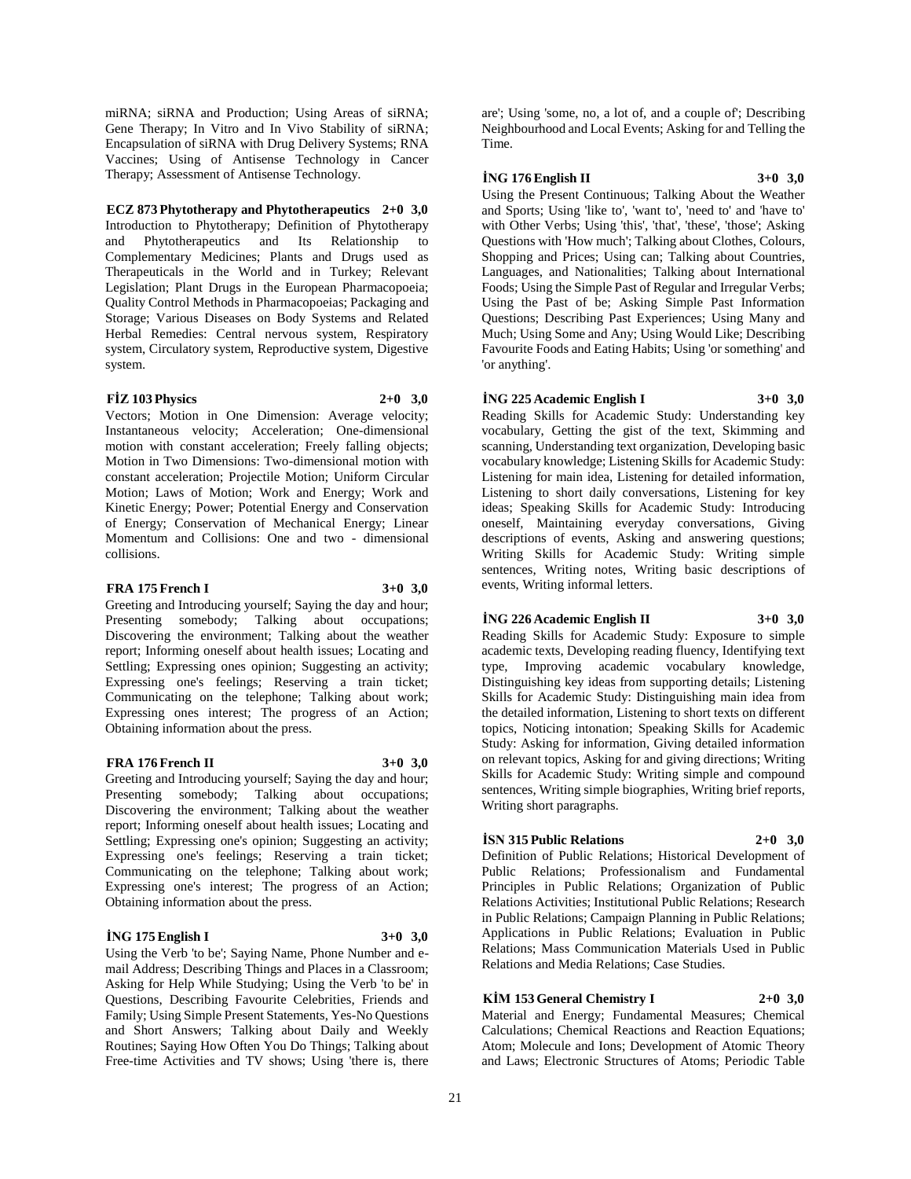miRNA; siRNA and Production; Using Areas of siRNA; Gene Therapy; In Vitro and In Vivo Stability of siRNA; Encapsulation of siRNA with Drug Delivery Systems; RNA Vaccines; Using of Antisense Technology in Cancer Therapy; Assessment of Antisense Technology.

**ECZ 873 Phytotherapy and Phytotherapeutics 2+0 3,0**
Introduction to Phytotherapy; Definition of Phytotherapy and Phytotherapeutics and Its Relationship to Complementary Medicines; Plants and Drugs used as Therapeuticals in the World and in Turkey; Relevant Legislation; Plant Drugs in the European Pharmacopoeia; Quality Control Methods in Pharmacopoeias; Packaging and Storage; Various Diseases on Body Systems and Related Herbal Remedies: Central nervous system, Respiratory system, Circulatory system, Reproductive system, Digestive system.

**FİZ 103 Physics 2+0 3,0**
Vectors; Motion in One Dimension: Average velocity; Instantaneous velocity; Acceleration; One-dimensional motion with constant acceleration; Freely falling objects; Motion in Two Dimensions: Two-dimensional motion with constant acceleration; Projectile Motion; Uniform Circular Motion; Laws of Motion; Work and Energy; Work and Kinetic Energy; Power; Potential Energy and Conservation of Energy; Conservation of Mechanical Energy; Linear Momentum and Collisions: One and two - dimensional collisions.

**FRA 175 French I 3+0 3,0**
Greeting and Introducing yourself; Saying the day and hour; Presenting somebody; Talking about occupations; Discovering the environment; Talking about the weather report; Informing oneself about health issues; Locating and Settling; Expressing ones opinion; Suggesting an activity; Expressing one's feelings; Reserving a train ticket; Communicating on the telephone; Talking about work; Expressing ones interest; The progress of an Action; Obtaining information about the press.

**FRA 176 French II 3+0 3,0**
Greeting and Introducing yourself; Saying the day and hour; Presenting somebody; Talking about occupations; Discovering the environment; Talking about the weather report; Informing oneself about health issues; Locating and Settling; Expressing one's opinion; Suggesting an activity; Expressing one's feelings; Reserving a train ticket; Communicating on the telephone; Talking about work; Expressing one's interest; The progress of an Action; Obtaining information about the press.

**İNG 175 English I 3+0 3,0**
Using the Verb 'to be'; Saying Name, Phone Number and e-mail Address; Describing Things and Places in a Classroom; Asking for Help While Studying; Using the Verb 'to be' in Questions, Describing Favourite Celebrities, Friends and Family; Using Simple Present Statements, Yes-No Questions and Short Answers; Talking about Daily and Weekly Routines; Saying How Often You Do Things; Talking about Free-time Activities and TV shows; Using 'there is, there are'; Using 'some, no, a lot of, and a couple of'; Describing Neighbourhood and Local Events; Asking for and Telling the Time.

**İNG 176 English II 3+0 3,0**
Using the Present Continuous; Talking About the Weather and Sports; Using 'like to', 'want to', 'need to' and 'have to' with Other Verbs; Using 'this', 'that', 'these', 'those'; Asking Questions with 'How much'; Talking about Clothes, Colours, Shopping and Prices; Using can; Talking about Countries, Languages, and Nationalities; Talking about International Foods; Using the Simple Past of Regular and Irregular Verbs; Using the Past of be; Asking Simple Past Information Questions; Describing Past Experiences; Using Many and Much; Using Some and Any; Using Would Like; Describing Favourite Foods and Eating Habits; Using 'or something' and 'or anything'.

**İNG 225 Academic English I 3+0 3,0**
Reading Skills for Academic Study: Understanding key vocabulary, Getting the gist of the text, Skimming and scanning, Understanding text organization, Developing basic vocabulary knowledge; Listening Skills for Academic Study: Listening for main idea, Listening for detailed information, Listening to short daily conversations, Listening for key ideas; Speaking Skills for Academic Study: Introducing oneself, Maintaining everyday conversations, Giving descriptions of events, Asking and answering questions; Writing Skills for Academic Study: Writing simple sentences, Writing notes, Writing basic descriptions of events, Writing informal letters.

**İNG 226 Academic English II 3+0 3,0**
Reading Skills for Academic Study: Exposure to simple academic texts, Developing reading fluency, Identifying text type, Improving academic vocabulary knowledge, Distinguishing key ideas from supporting details; Listening Skills for Academic Study: Distinguishing main idea from the detailed information, Listening to short texts on different topics, Noticing intonation; Speaking Skills for Academic Study: Asking for information, Giving detailed information on relevant topics, Asking for and giving directions; Writing Skills for Academic Study: Writing simple and compound sentences, Writing simple biographies, Writing brief reports, Writing short paragraphs.

**İSN 315 Public Relations 2+0 3,0**
Definition of Public Relations; Historical Development of Public Relations; Professionalism and Fundamental Principles in Public Relations; Organization of Public Relations Activities; Institutional Public Relations; Research in Public Relations; Campaign Planning in Public Relations; Applications in Public Relations; Evaluation in Public Relations; Mass Communication Materials Used in Public Relations and Media Relations; Case Studies.

**KİM 153 General Chemistry I 2+0 3,0**
Material and Energy; Fundamental Measures; Chemical Calculations; Chemical Reactions and Reaction Equations; Atom; Molecule and Ions; Development of Atomic Theory and Laws; Electronic Structures of Atoms; Periodic Table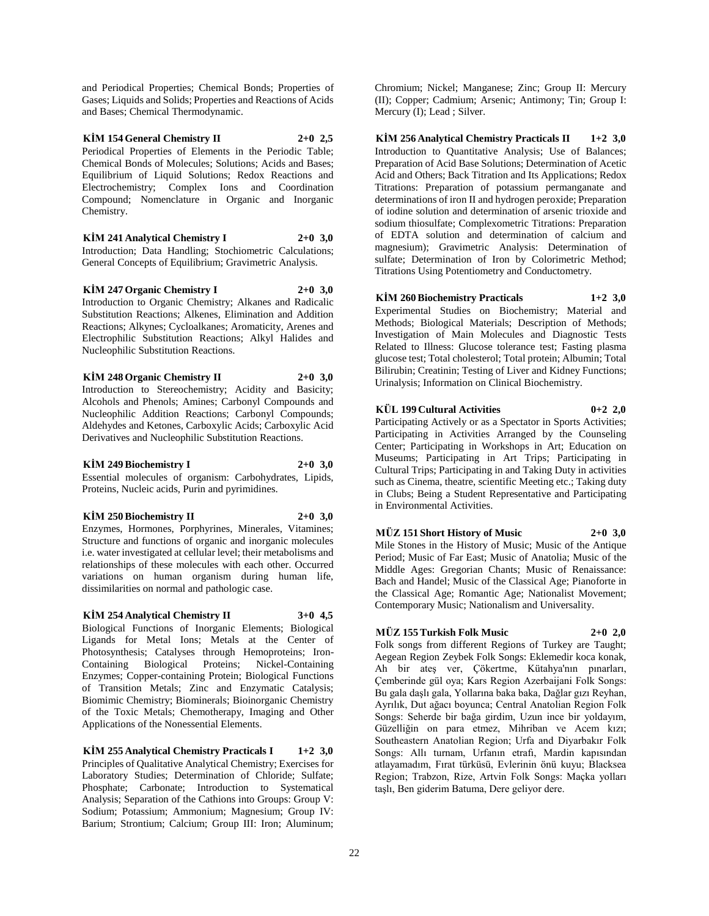and Periodical Properties; Chemical Bonds; Properties of Gases; Liquids and Solids; Properties and Reactions of Acids and Bases; Chemical Thermodynamic.

**KİM 154 General Chemistry II 2+0 2,5**

Periodical Properties of Elements in the Periodic Table; Chemical Bonds of Molecules; Solutions; Acids and Bases; Equilibrium of Liquid Solutions; Redox Reactions and Electrochemistry; Complex Ions and Coordination Compound; Nomenclature in Organic and Inorganic Chemistry.

**KİM 241 Analytical Chemistry I 2+0 3,0**

Introduction; Data Handling; Stochiometric Calculations; General Concepts of Equilibrium; Gravimetric Analysis.

**KİM 247 Organic Chemistry I 2+0 3,0**

Introduction to Organic Chemistry; Alkanes and Radicalic Substitution Reactions; Alkenes, Elimination and Addition Reactions; Alkynes; Cycloalkanes; Aromaticity, Arenes and Electrophilic Substitution Reactions; Alkyl Halides and Nucleophilic Substitution Reactions.

**KİM 248 Organic Chemistry II 2+0 3,0**

Introduction to Stereochemistry; Acidity and Basicity; Alcohols and Phenols; Amines; Carbonyl Compounds and Nucleophilic Addition Reactions; Carbonyl Compounds; Aldehydes and Ketones, Carboxylic Acids; Carboxylic Acid Derivatives and Nucleophilic Substitution Reactions.

**KİM 249 Biochemistry I 2+0 3,0**

Essential molecules of organism: Carbohydrates, Lipids, Proteins, Nucleic acids, Purin and pyrimidines.

**KİM 250 Biochemistry II 2+0 3,0**

Enzymes, Hormones, Porphyrines, Minerales, Vitamines; Structure and functions of organic and inorganic molecules i.e. water investigated at cellular level; their metabolisms and relationships of these molecules with each other. Occurred variations on human organism during human life, dissimilarities on normal and pathologic case.

**KİM 254 Analytical Chemistry II 3+0 4,5**

Biological Functions of Inorganic Elements; Biological Ligands for Metal Ions; Metals at the Center of Photosynthesis; Catalyses through Hemoproteins; Iron-Containing Biological Proteins; Nickel-Containing Enzymes; Copper-containing Protein; Biological Functions of Transition Metals; Zinc and Enzymatic Catalysis; Biomimic Chemistry; Biominerals; Bioinorganic Chemistry of the Toxic Metals; Chemotherapy, Imaging and Other Applications of the Nonessential Elements.

**KİM 255 Analytical Chemistry Practicals I 1+2 3,0**

Principles of Qualitative Analytical Chemistry; Exercises for Laboratory Studies; Determination of Chloride; Sulfate; Phosphate; Carbonate; Introduction to Systematical Analysis; Separation of the Cathions into Groups: Group V: Sodium; Potassium; Ammonium; Magnesium; Group IV: Barium; Strontium; Calcium; Group III: Iron; Aluminum; Chromium; Nickel; Manganese; Zinc; Group II: Mercury (II); Copper; Cadmium; Arsenic; Antimony; Tin; Group I: Mercury (I); Lead ; Silver.

**KİM 256 Analytical Chemistry Practicals II 1+2 3,0**

Introduction to Quantitative Analysis; Use of Balances; Preparation of Acid Base Solutions; Determination of Acetic Acid and Others; Back Titration and Its Applications; Redox Titrations: Preparation of potassium permanganate and determinations of iron II and hydrogen peroxide; Preparation of iodine solution and determination of arsenic trioxide and sodium thiosulfate; Complexometric Titrations: Preparation of EDTA solution and determination of calcium and magnesium); Gravimetric Analysis: Determination of sulfate; Determination of Iron by Colorimetric Method; Titrations Using Potentiometry and Conductometry.

**KİM 260 Biochemistry Practicals 1+2 3,0**

Experimental Studies on Biochemistry; Material and Methods; Biological Materials; Description of Methods; Investigation of Main Molecules and Diagnostic Tests Related to Illness: Glucose tolerance test; Fasting plasma glucose test; Total cholesterol; Total protein; Albumin; Total Bilirubin; Creatinin; Testing of Liver and Kidney Functions; Urinalysis; Information on Clinical Biochemistry.

**KÜL 199 Cultural Activities 0+2 2,0**

Participating Actively or as a Spectator in Sports Activities; Participating in Activities Arranged by the Counseling Center; Participating in Workshops in Art; Education on Museums; Participating in Art Trips; Participating in Cultural Trips; Participating in and Taking Duty in activities such as Cinema, theatre, scientific Meeting etc.; Taking duty in Clubs; Being a Student Representative and Participating in Environmental Activities.

**MÜZ 151 Short History of Music 2+0 3,0**

Mile Stones in the History of Music; Music of the Antique Period; Music of Far East; Music of Anatolia; Music of the Middle Ages: Gregorian Chants; Music of Renaissance: Bach and Handel; Music of the Classical Age; Pianoforte in the Classical Age; Romantic Age; Nationalist Movement; Contemporary Music; Nationalism and Universality.

**MÜZ 155 Turkish Folk Music 2+0 2,0**

Folk songs from different Regions of Turkey are Taught; Aegean Region Zeybek Folk Songs: Eklemedir koca konak, Ah bir ateş ver, Çökertme, Kütahya'nın pınarları, Çemberinde gül oya; Kars Region Azerbaijani Folk Songs: Bu gala daşlı gala, Yollarına baka baka, Dağlar gızı Reyhan, Ayrılık, Dut ağacı boyunca; Central Anatolian Region Folk Songs: Seherde bir bağa girdim, Uzun ince bir yoldayım, Güzelliğin on para etmez, Mihriban ve Acem kızı; Southeastern Anatolian Region; Urfa and Diyarbakır Folk Songs: Allı turnam, Urfanın etrafı, Mardin kapısından atlayamadım, Fırat türküsü, Evlerinin önü kuyu; Blacksea Region; Trabzon, Rize, Artvin Folk Songs: Maçka yolları taşlı, Ben giderim Batuma, Dere geliyor dere.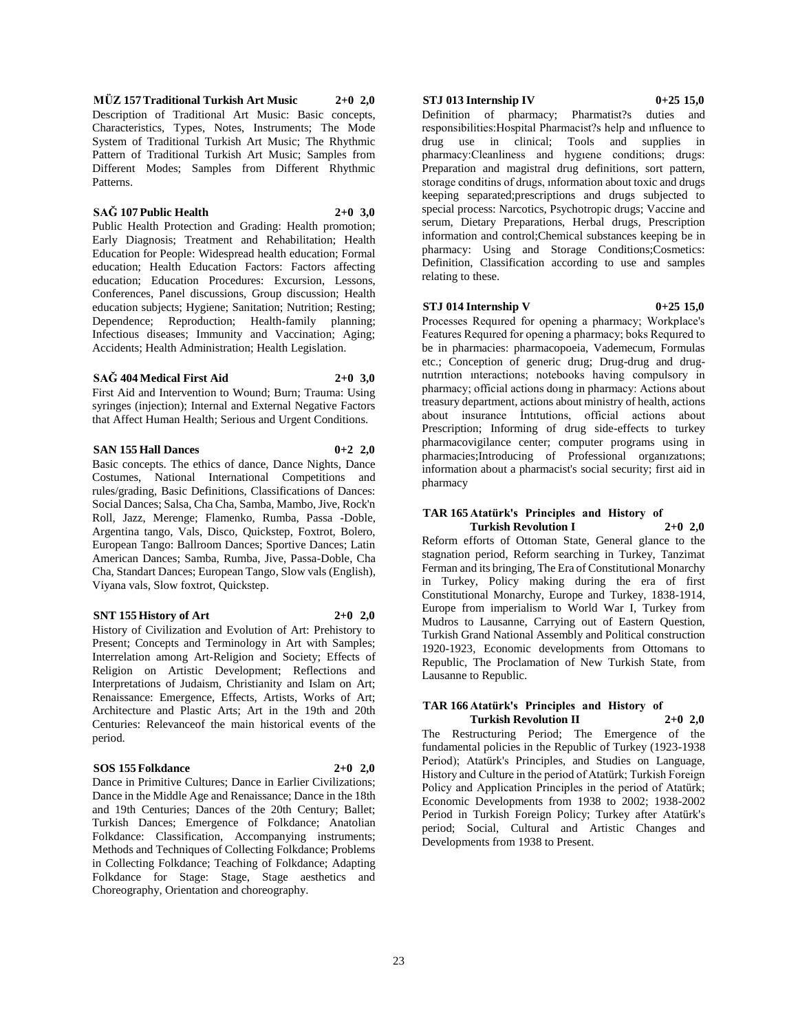**MÜZ 157 Traditional Turkish Art Music 2+0 2,0**

Description of Traditional Art Music: Basic concepts, Characteristics, Types, Notes, Instruments; The Mode System of Traditional Turkish Art Music; The Rhythmic Pattern of Traditional Turkish Art Music; Samples from Different Modes; Samples from Different Rhythmic Patterns.

**SAĞ 107 Public Health 2+0 3,0**

Public Health Protection and Grading: Health promotion; Early Diagnosis; Treatment and Rehabilitation; Health Education for People: Widespread health education; Formal education; Health Education Factors: Factors affecting education; Education Procedures: Excursion, Lessons, Conferences, Panel discussions, Group discussion; Health education subjects; Hygiene; Sanitation; Nutrition; Resting; Dependence; Reproduction; Health-family planning; Infectious diseases; Immunity and Vaccination; Aging; Accidents; Health Administration; Health Legislation.

**SAĞ 404 Medical First Aid 2+0 3,0**

First Aid and Intervention to Wound; Burn; Trauma: Using syringes (injection); Internal and External Negative Factors that Affect Human Health; Serious and Urgent Conditions.

**SAN 155 Hall Dances 0+2 2,0**

Basic concepts. The ethics of dance, Dance Nights, Dance Costumes, National International Competitions and rules/grading, Basic Definitions, Classifications of Dances: Social Dances; Salsa, Cha Cha, Samba, Mambo, Jive, Rock'n Roll, Jazz, Merenge; Flamenko, Rumba, Passa -Doble, Argentina tango, Vals, Disco, Quickstep, Foxtrot, Bolero, European Tango: Ballroom Dances; Sportive Dances; Latin American Dances; Samba, Rumba, Jive, Passa-Doble, Cha Cha, Standart Dances; European Tango, Slow vals (English), Viyana vals, Slow foxtrot, Quickstep.

**SNT 155 History of Art 2+0 2,0**

History of Civilization and Evolution of Art: Prehistory to Present; Concepts and Terminology in Art with Samples; Interrelation among Art-Religion and Society; Effects of Religion on Artistic Development; Reflections and Interpretations of Judaism, Christianity and Islam on Art; Renaissance: Emergence, Effects, Artists, Works of Art; Architecture and Plastic Arts; Art in the 19th and 20th Centuries: Relevanceof the main historical events of the period.

**SOS 155 Folkdance 2+0 2,0**

Dance in Primitive Cultures; Dance in Earlier Civilizations; Dance in the Middle Age and Renaissance; Dance in the 18th and 19th Centuries; Dances of the 20th Century; Ballet; Turkish Dances; Emergence of Folkdance; Anatolian Folkdance: Classification, Accompanying instruments; Methods and Techniques of Collecting Folkdance; Problems in Collecting Folkdance; Teaching of Folkdance; Adapting Folkdance for Stage: Stage, Stage aesthetics and Choreography, Orientation and choreography.

**STJ 013 Internship IV 0+25 15,0**

Definition of pharmacy; Pharmatist?s duties and responsibilities:Hospital Pharmacist?s help and ınfluence to drug use in clinical; Tools and supplies in pharmacy:Cleanliness and hygıene conditions; drugs: Preparation and magistral drug definitions, sort pattern, storage conditins of drugs, ınformation about toxic and drugs keeping separated;prescriptions and drugs subjected to special process: Narcotics, Psychotropic drugs; Vaccine and serum, Dietary Preparations, Herbal drugs, Prescription information and control;Chemical substances keeping be in pharmacy: Using and Storage Conditions;Cosmetics: Definition, Classification according to use and samples relating to these.

**STJ 014 Internship V 0+25 15,0**

Processes Requıred for opening a pharmacy; Workplace's Features Requıred for opening a pharmacy; boks Requıred to be in pharmacies: pharmacopoeia, Vademecum, Formulas etc.; Conception of generic drug; Drug-drug and drug-nutrıtion ınteractions; notebooks having compulsory in pharmacy; official actions doıng in pharmacy: Actions about treasury department, actions about ministry of health, actions about insurance İntıtutions, official actions about Prescription; Informing of drug side-effects to turkey pharmacovigilance center; computer programs using in pharmacies;Introducing of Professional organızatıons; information about a pharmacist's social security; first aid in pharmacy

**TAR 165 Atatürk's Principles and History of Turkish Revolution I 2+0 2,0**

Reform efforts of Ottoman State, General glance to the stagnation period, Reform searching in Turkey, Tanzimat Ferman and its bringing, The Era of Constitutional Monarchy in Turkey, Policy making during the era of first Constitutional Monarchy, Europe and Turkey, 1838-1914, Europe from imperialism to World War I, Turkey from Mudros to Lausanne, Carrying out of Eastern Question, Turkish Grand National Assembly and Political construction 1920-1923, Economic developments from Ottomans to Republic, The Proclamation of New Turkish State, from Lausanne to Republic.

**TAR 166 Atatürk's Principles and History of Turkish Revolution II 2+0 2,0**

The Restructuring Period; The Emergence of the fundamental policies in the Republic of Turkey (1923-1938 Period); Atatürk's Principles, and Studies on Language, History and Culture in the period of Atatürk; Turkish Foreign Policy and Application Principles in the period of Atatürk; Economic Developments from 1938 to 2002; 1938-2002 Period in Turkish Foreign Policy; Turkey after Atatürk's period; Social, Cultural and Artistic Changes and Developments from 1938 to Present.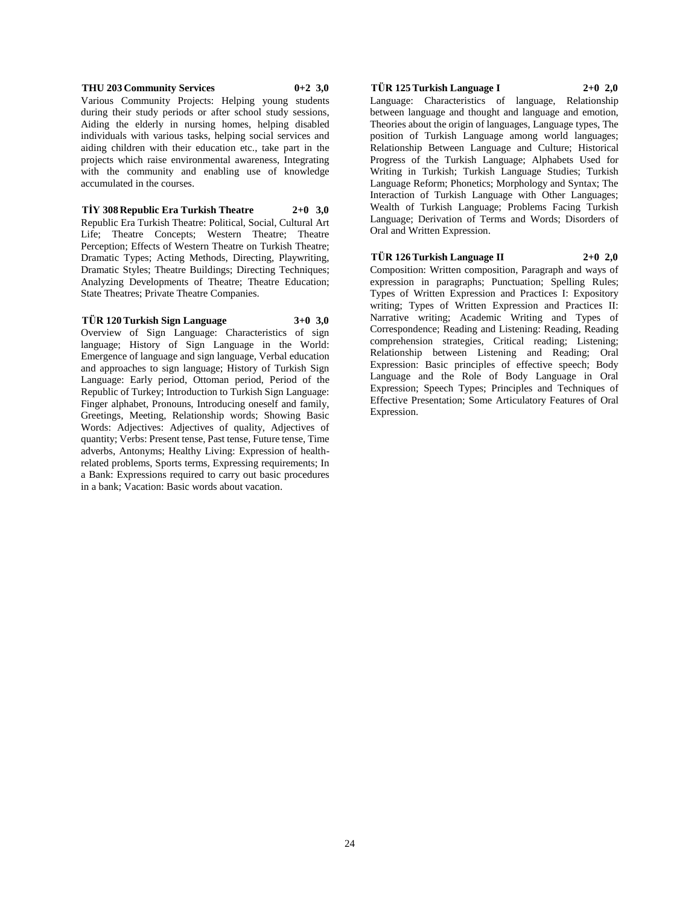**THU 203 Community Services 0+2 3,0**

Various Community Projects: Helping young students during their study periods or after school study sessions, Aiding the elderly in nursing homes, helping disabled individuals with various tasks, helping social services and aiding children with their education etc., take part in the projects which raise environmental awareness, Integrating with the community and enabling use of knowledge accumulated in the courses.

**TİY 308 Republic Era Turkish Theatre 2+0 3,0**

Republic Era Turkish Theatre: Political, Social, Cultural Art Life; Theatre Concepts; Western Theatre; Theatre Perception; Effects of Western Theatre on Turkish Theatre; Dramatic Types; Acting Methods, Directing, Playwriting, Dramatic Styles; Theatre Buildings; Directing Techniques; Analyzing Developments of Theatre; Theatre Education; State Theatres; Private Theatre Companies.

**TÜR 120 Turkish Sign Language 3+0 3,0**

Overview of Sign Language: Characteristics of sign language; History of Sign Language in the World: Emergence of language and sign language, Verbal education and approaches to sign language; History of Turkish Sign Language: Early period, Ottoman period, Period of the Republic of Turkey; Introduction to Turkish Sign Language: Finger alphabet, Pronouns, Introducing oneself and family, Greetings, Meeting, Relationship words; Showing Basic Words: Adjectives: Adjectives of quality, Adjectives of quantity; Verbs: Present tense, Past tense, Future tense, Time adverbs, Antonyms; Healthy Living: Expression of health-related problems, Sports terms, Expressing requirements; In a Bank: Expressions required to carry out basic procedures in a bank; Vacation: Basic words about vacation.

**TÜR 125 Turkish Language I 2+0 2,0**

Language: Characteristics of language, Relationship between language and thought and language and emotion, Theories about the origin of languages, Language types, The position of Turkish Language among world languages; Relationship Between Language and Culture; Historical Progress of the Turkish Language; Alphabets Used for Writing in Turkish; Turkish Language Studies; Turkish Language Reform; Phonetics; Morphology and Syntax; The Interaction of Turkish Language with Other Languages; Wealth of Turkish Language; Problems Facing Turkish Language; Derivation of Terms and Words; Disorders of Oral and Written Expression.

**TÜR 126 Turkish Language II 2+0 2,0**

Composition: Written composition, Paragraph and ways of expression in paragraphs; Punctuation; Spelling Rules; Types of Written Expression and Practices I: Expository writing; Types of Written Expression and Practices II: Narrative writing; Academic Writing and Types of Correspondence; Reading and Listening: Reading, Reading comprehension strategies, Critical reading; Listening; Relationship between Listening and Reading; Oral Expression: Basic principles of effective speech; Body Language and the Role of Body Language in Oral Expression; Speech Types; Principles and Techniques of Effective Presentation; Some Articulatory Features of Oral Expression.